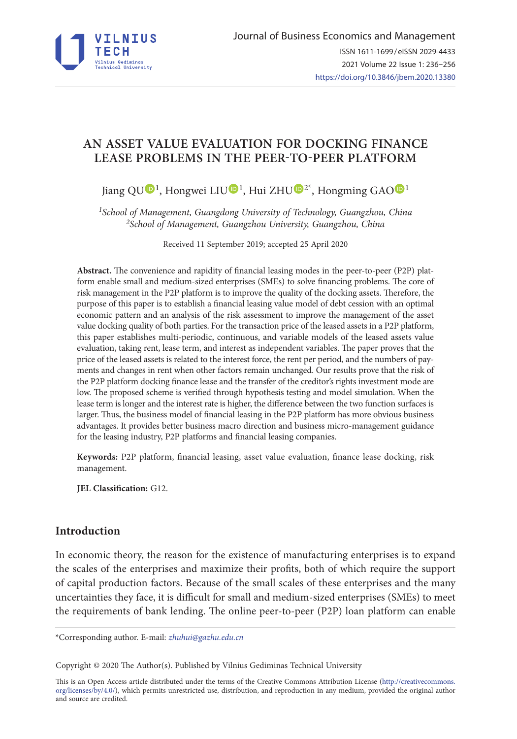# AN ASSET VALUE EVALUATION FOR DOCKING FINANCE LEASE PROBLEMS IN THE PEER-TO-PEER PLATFORM

Jiang QU[1], Hongwei LIU[1], Hui ZHU[2*], Hongming GAO[1]

[1]*School of Management, Guangdong University of Technology, Guangzhou, China*
[2]*School of Management, Guangzhou University, Guangzhou, China*

Received 11 September 2019; accepted 25 April 2020

**Abstract.** The convenience and rapidity of financial leasing modes in the peer-to-peer (P2P) platform enable small and medium-sized enterprises (SMEs) to solve financing problems. The core of risk management in the P2P platform is to improve the quality of the docking assets. Therefore, the purpose of this paper is to establish a financial leasing value model of debt cession with an optimal economic pattern and an analysis of the risk assessment to improve the management of the asset value docking quality of both parties. For the transaction price of the leased assets in a P2P platform, this paper establishes multi-periodic, continuous, and variable models of the leased assets value evaluation, taking rent, lease term, and interest as independent variables. The paper proves that the price of the leased assets is related to the interest force, the rent per period, and the numbers of payments and changes in rent when other factors remain unchanged. Our results prove that the risk of the P2P platform docking finance lease and the transfer of the creditor's rights investment mode are low. The proposed scheme is verified through hypothesis testing and model simulation. When the lease term is longer and the interest rate is higher, the difference between the two function surfaces is larger. Thus, the business model of financial leasing in the P2P platform has more obvious business advantages. It provides better business macro direction and business micro-management guidance for the leasing industry, P2P platforms and financial leasing companies.

**Keywords:** P2P platform, financial leasing, asset value evaluation, finance lease docking, risk management.

**JEL Classification:** G12.

## Introduction

In economic theory, the reason for the existence of manufacturing enterprises is to expand the scales of the enterprises and maximize their profits, both of which require the support of capital production factors. Because of the small scales of these enterprises and the many uncertainties they face, it is difficult for small and medium-sized enterprises (SMEs) to meet the requirements of bank lending. The online peer-to-peer (P2P) loan platform can enable

---

*Corresponding author. E-mail: *zhuhui@gazhu.edu.cn*

Copyright © 2020 The Author(s). Published by Vilnius Gediminas Technical University

This is an Open Access article distributed under the terms of the Creative Commons Attribution License (http://creativecommons.org/licenses/by/4.0/), which permits unrestricted use, distribution, and reproduction in any medium, provided the original author and source are credited.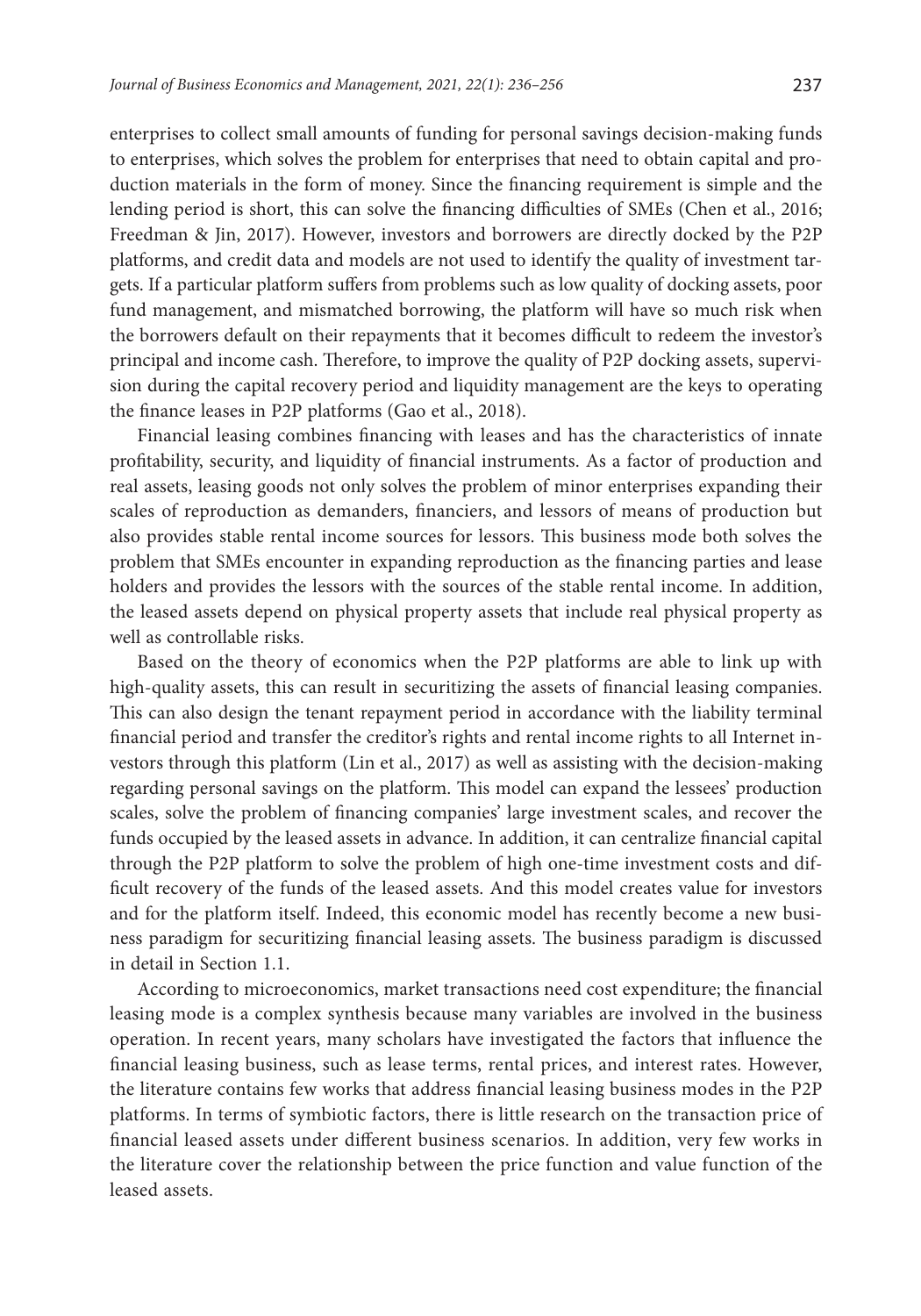enterprises to collect small amounts of funding for personal savings decision-making funds to enterprises, which solves the problem for enterprises that need to obtain capital and production materials in the form of money. Since the financing requirement is simple and the lending period is short, this can solve the financing difficulties of SMEs (Chen et al., 2016; Freedman & Jin, 2017). However, investors and borrowers are directly docked by the P2P platforms, and credit data and models are not used to identify the quality of investment targets. If a particular platform suffers from problems such as low quality of docking assets, poor fund management, and mismatched borrowing, the platform will have so much risk when the borrowers default on their repayments that it becomes difficult to redeem the investor's principal and income cash. Therefore, to improve the quality of P2P docking assets, supervision during the capital recovery period and liquidity management are the keys to operating the finance leases in P2P platforms (Gao et al., 2018).

Financial leasing combines financing with leases and has the characteristics of innate profitability, security, and liquidity of financial instruments. As a factor of production and real assets, leasing goods not only solves the problem of minor enterprises expanding their scales of reproduction as demanders, financiers, and lessors of means of production but also provides stable rental income sources for lessors. This business mode both solves the problem that SMEs encounter in expanding reproduction as the financing parties and lease holders and provides the lessors with the sources of the stable rental income. In addition, the leased assets depend on physical property assets that include real physical property as well as controllable risks.

Based on the theory of economics when the P2P platforms are able to link up with high-quality assets, this can result in securitizing the assets of financial leasing companies. This can also design the tenant repayment period in accordance with the liability terminal financial period and transfer the creditor's rights and rental income rights to all Internet investors through this platform (Lin et al., 2017) as well as assisting with the decision-making regarding personal savings on the platform. This model can expand the lessees' production scales, solve the problem of financing companies' large investment scales, and recover the funds occupied by the leased assets in advance. In addition, it can centralize financial capital through the P2P platform to solve the problem of high one-time investment costs and difficult recovery of the funds of the leased assets. And this model creates value for investors and for the platform itself. Indeed, this economic model has recently become a new business paradigm for securitizing financial leasing assets. The business paradigm is discussed in detail in Section 1.1.

According to microeconomics, market transactions need cost expenditure; the financial leasing mode is a complex synthesis because many variables are involved in the business operation. In recent years, many scholars have investigated the factors that influence the financial leasing business, such as lease terms, rental prices, and interest rates. However, the literature contains few works that address financial leasing business modes in the P2P platforms. In terms of symbiotic factors, there is little research on the transaction price of financial leased assets under different business scenarios. In addition, very few works in the literature cover the relationship between the price function and value function of the leased assets.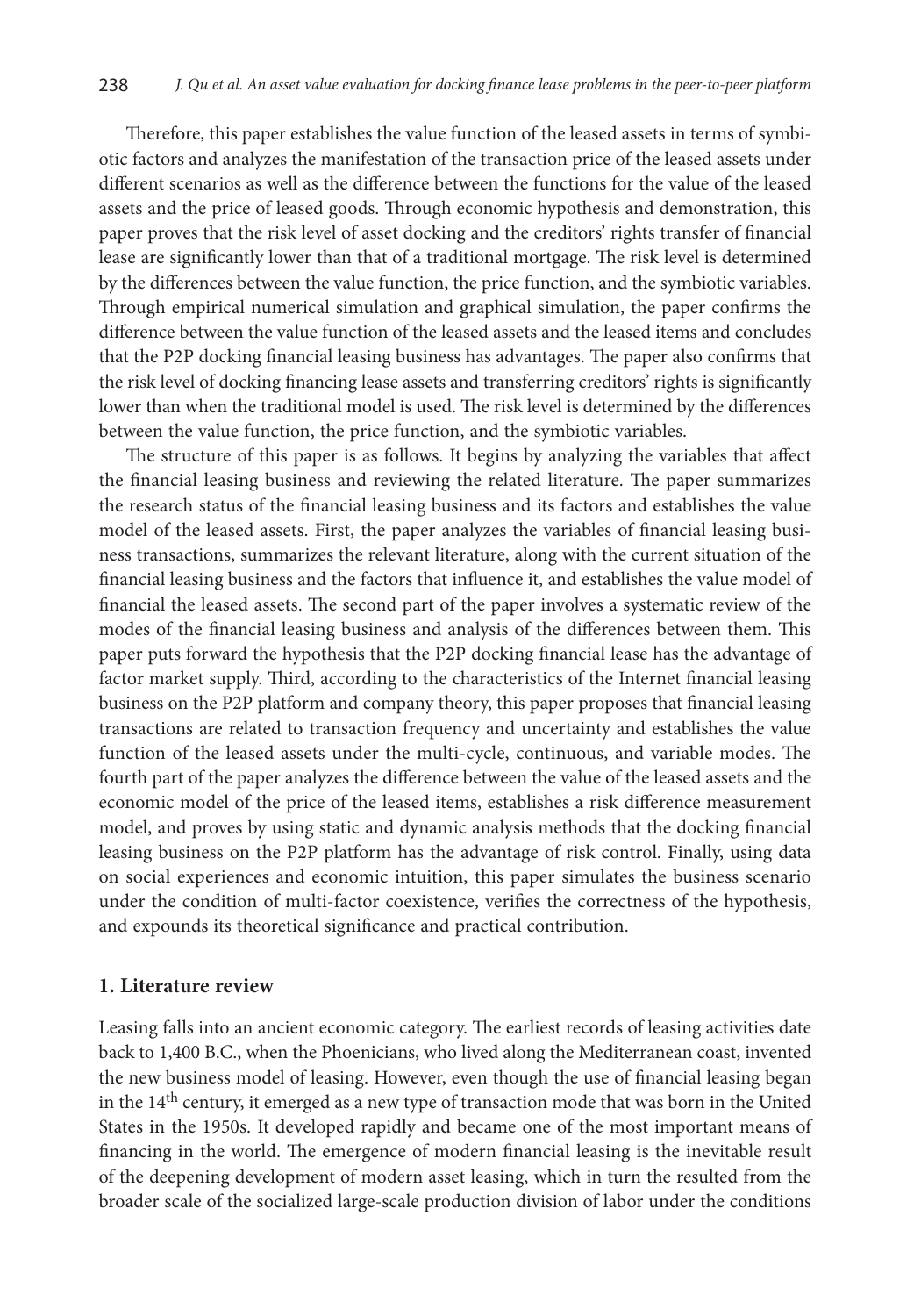Therefore, this paper establishes the value function of the leased assets in terms of symbiotic factors and analyzes the manifestation of the transaction price of the leased assets under different scenarios as well as the difference between the functions for the value of the leased assets and the price of leased goods. Through economic hypothesis and demonstration, this paper proves that the risk level of asset docking and the creditors' rights transfer of financial lease are significantly lower than that of a traditional mortgage. The risk level is determined by the differences between the value function, the price function, and the symbiotic variables. Through empirical numerical simulation and graphical simulation, the paper confirms the difference between the value function of the leased assets and the leased items and concludes that the P2P docking financial leasing business has advantages. The paper also confirms that the risk level of docking financing lease assets and transferring creditors' rights is significantly lower than when the traditional model is used. The risk level is determined by the differences between the value function, the price function, and the symbiotic variables.

The structure of this paper is as follows. It begins by analyzing the variables that affect the financial leasing business and reviewing the related literature. The paper summarizes the research status of the financial leasing business and its factors and establishes the value model of the leased assets. First, the paper analyzes the variables of financial leasing business transactions, summarizes the relevant literature, along with the current situation of the financial leasing business and the factors that influence it, and establishes the value model of financial the leased assets. The second part of the paper involves a systematic review of the modes of the financial leasing business and analysis of the differences between them. This paper puts forward the hypothesis that the P2P docking financial lease has the advantage of factor market supply. Third, according to the characteristics of the Internet financial leasing business on the P2P platform and company theory, this paper proposes that financial leasing transactions are related to transaction frequency and uncertainty and establishes the value function of the leased assets under the multi-cycle, continuous, and variable modes. The fourth part of the paper analyzes the difference between the value of the leased assets and the economic model of the price of the leased items, establishes a risk difference measurement model, and proves by using static and dynamic analysis methods that the docking financial leasing business on the P2P platform has the advantage of risk control. Finally, using data on social experiences and economic intuition, this paper simulates the business scenario under the condition of multi-factor coexistence, verifies the correctness of the hypothesis, and expounds its theoretical significance and practical contribution.

## 1. Literature review

Leasing falls into an ancient economic category. The earliest records of leasing activities date back to 1,400 B.C., when the Phoenicians, who lived along the Mediterranean coast, invented the new business model of leasing. However, even though the use of financial leasing began in the 14th century, it emerged as a new type of transaction mode that was born in the United States in the 1950s. It developed rapidly and became one of the most important means of financing in the world. The emergence of modern financial leasing is the inevitable result of the deepening development of modern asset leasing, which in turn the resulted from the broader scale of the socialized large-scale production division of labor under the conditions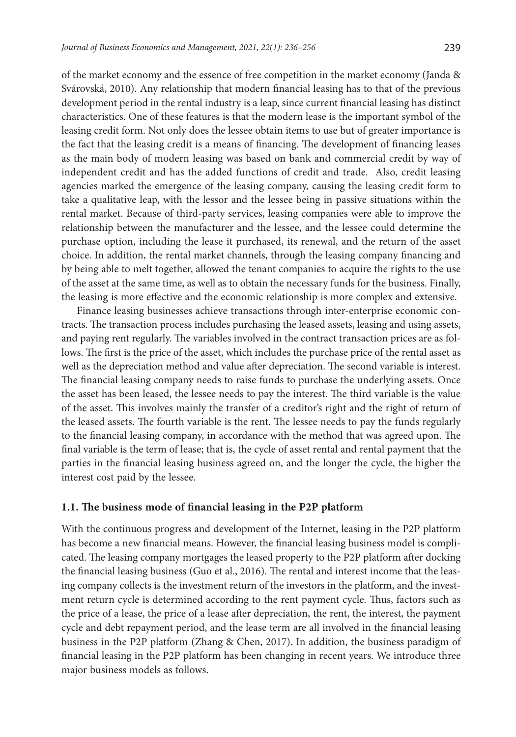of the market economy and the essence of free competition in the market economy (Janda & Svárovská, 2010). Any relationship that modern financial leasing has to that of the previous development period in the rental industry is a leap, since current financial leasing has distinct characteristics. One of these features is that the modern lease is the important symbol of the leasing credit form. Not only does the lessee obtain items to use but of greater importance is the fact that the leasing credit is a means of financing. The development of financing leases as the main body of modern leasing was based on bank and commercial credit by way of independent credit and has the added functions of credit and trade. Also, credit leasing agencies marked the emergence of the leasing company, causing the leasing credit form to take a qualitative leap, with the lessor and the lessee being in passive situations within the rental market. Because of third-party services, leasing companies were able to improve the relationship between the manufacturer and the lessee, and the lessee could determine the purchase option, including the lease it purchased, its renewal, and the return of the asset choice. In addition, the rental market channels, through the leasing company financing and by being able to melt together, allowed the tenant companies to acquire the rights to the use of the asset at the same time, as well as to obtain the necessary funds for the business. Finally, the leasing is more effective and the economic relationship is more complex and extensive.

Finance leasing businesses achieve transactions through inter-enterprise economic contracts. The transaction process includes purchasing the leased assets, leasing and using assets, and paying rent regularly. The variables involved in the contract transaction prices are as follows. The first is the price of the asset, which includes the purchase price of the rental asset as well as the depreciation method and value after depreciation. The second variable is interest. The financial leasing company needs to raise funds to purchase the underlying assets. Once the asset has been leased, the lessee needs to pay the interest. The third variable is the value of the asset. This involves mainly the transfer of a creditor's right and the right of return of the leased assets. The fourth variable is the rent. The lessee needs to pay the funds regularly to the financial leasing company, in accordance with the method that was agreed upon. The final variable is the term of lease; that is, the cycle of asset rental and rental payment that the parties in the financial leasing business agreed on, and the longer the cycle, the higher the interest cost paid by the lessee.

### 1.1. The business mode of financial leasing in the P2P platform

With the continuous progress and development of the Internet, leasing in the P2P platform has become a new financial means. However, the financial leasing business model is complicated. The leasing company mortgages the leased property to the P2P platform after docking the financial leasing business (Guo et al., 2016). The rental and interest income that the leasing company collects is the investment return of the investors in the platform, and the investment return cycle is determined according to the rent payment cycle. Thus, factors such as the price of a lease, the price of a lease after depreciation, the rent, the interest, the payment cycle and debt repayment period, and the lease term are all involved in the financial leasing business in the P2P platform (Zhang & Chen, 2017). In addition, the business paradigm of financial leasing in the P2P platform has been changing in recent years. We introduce three major business models as follows.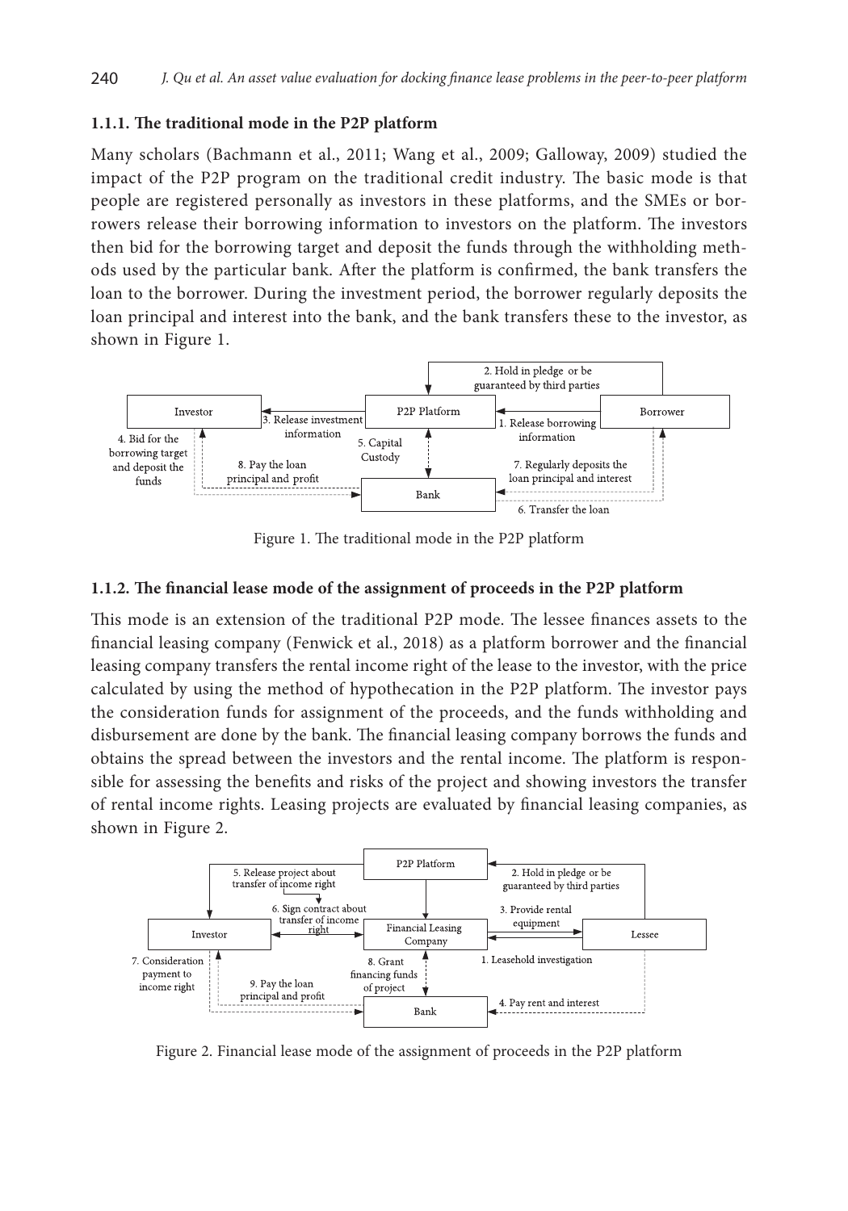### 1.1.1. The traditional mode in the P2P platform

Many scholars (Bachmann et al., 2011; Wang et al., 2009; Galloway, 2009) studied the impact of the P2P program on the traditional credit industry. The basic mode is that people are registered personally as investors in these platforms, and the SMEs or borrowers release their borrowing information to investors on the platform. The investors then bid for the borrowing target and deposit the funds through the withholding methods used by the particular bank. After the platform is confirmed, the bank transfers the loan to the borrower. During the investment period, the borrower regularly deposits the loan principal and interest into the bank, and the bank transfers these to the investor, as shown in Figure 1.

Figure 1. The traditional mode in the P2P platform

### 1.1.2. The financial lease mode of the assignment of proceeds in the P2P platform

This mode is an extension of the traditional P2P mode. The lessee finances assets to the financial leasing company (Fenwick et al., 2018) as a platform borrower and the financial leasing company transfers the rental income right of the lease to the investor, with the price calculated by using the method of hypothecation in the P2P platform. The investor pays the consideration funds for assignment of the proceeds, and the funds withholding and disbursement are done by the bank. The financial leasing company borrows the funds and obtains the spread between the investors and the rental income. The platform is responsible for assessing the benefits and risks of the project and showing investors the transfer of rental income rights. Leasing projects are evaluated by financial leasing companies, as shown in Figure 2.

Figure 2. Financial lease mode of the assignment of proceeds in the P2P platform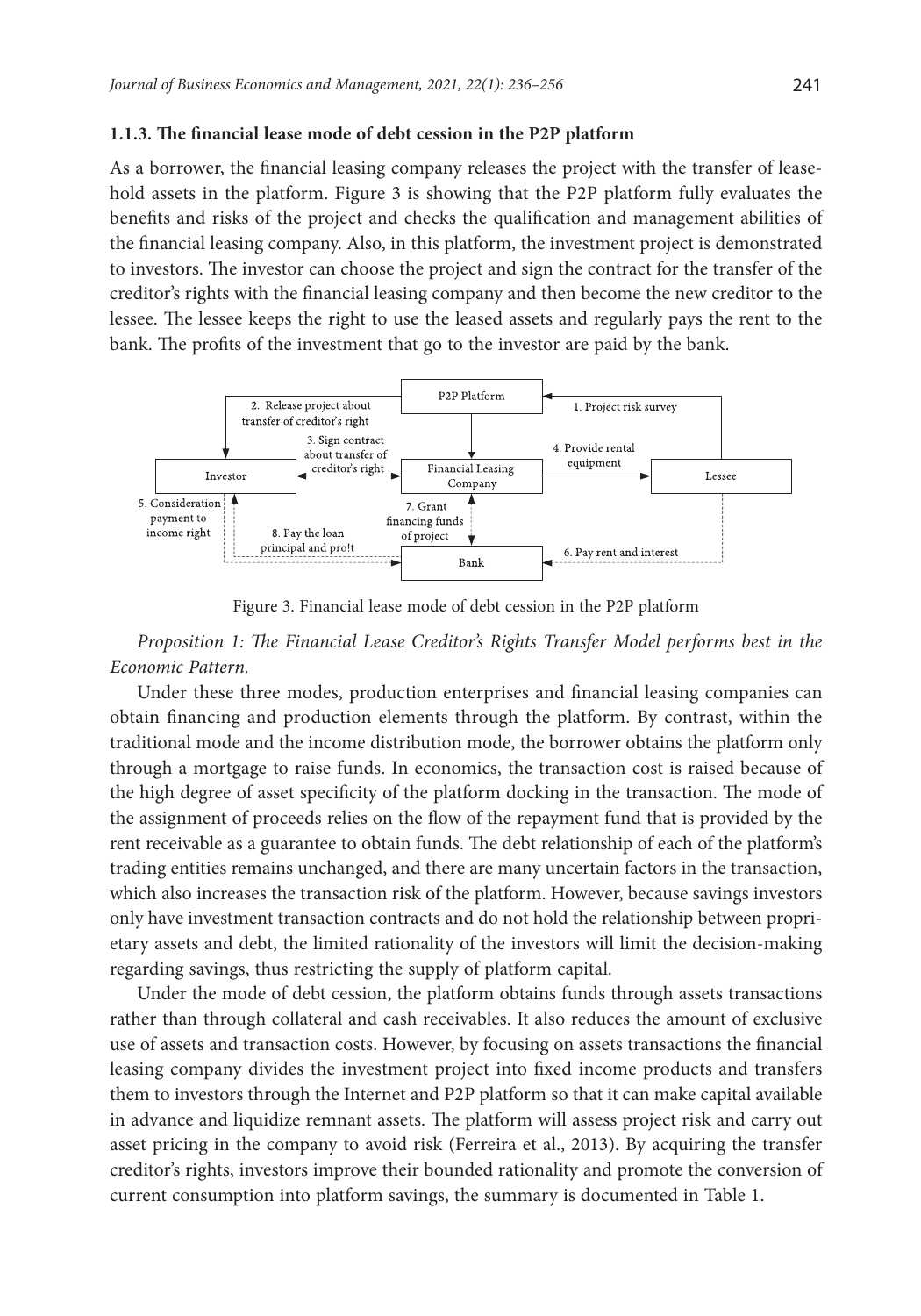#### 1.1.3. The financial lease mode of debt cession in the P2P platform

As a borrower, the financial leasing company releases the project with the transfer of leasehold assets in the platform. Figure 3 is showing that the P2P platform fully evaluates the benefits and risks of the project and checks the qualification and management abilities of the financial leasing company. Also, in this platform, the investment project is demonstrated to investors. The investor can choose the project and sign the contract for the transfer of the creditor's rights with the financial leasing company and then become the new creditor to the lessee. The lessee keeps the right to use the leased assets and regularly pays the rent to the bank. The profits of the investment that go to the investor are paid by the bank.

Figure 3. Financial lease mode of debt cession in the P2P platform

*Proposition 1: The Financial Lease Creditor's Rights Transfer Model performs best in the Economic Pattern.*

Under these three modes, production enterprises and financial leasing companies can obtain financing and production elements through the platform. By contrast, within the traditional mode and the income distribution mode, the borrower obtains the platform only through a mortgage to raise funds. In economics, the transaction cost is raised because of the high degree of asset specificity of the platform docking in the transaction. The mode of the assignment of proceeds relies on the flow of the repayment fund that is provided by the rent receivable as a guarantee to obtain funds. The debt relationship of each of the platform's trading entities remains unchanged, and there are many uncertain factors in the transaction, which also increases the transaction risk of the platform. However, because savings investors only have investment transaction contracts and do not hold the relationship between proprietary assets and debt, the limited rationality of the investors will limit the decision-making regarding savings, thus restricting the supply of platform capital.

Under the mode of debt cession, the platform obtains funds through assets transactions rather than through collateral and cash receivables. It also reduces the amount of exclusive use of assets and transaction costs. However, by focusing on assets transactions the financial leasing company divides the investment project into fixed income products and transfers them to investors through the Internet and P2P platform so that it can make capital available in advance and liquidize remnant assets. The platform will assess project risk and carry out asset pricing in the company to avoid risk (Ferreira et al., 2013). By acquiring the transfer creditor's rights, investors improve their bounded rationality and promote the conversion of current consumption into platform savings, the summary is documented in Table 1.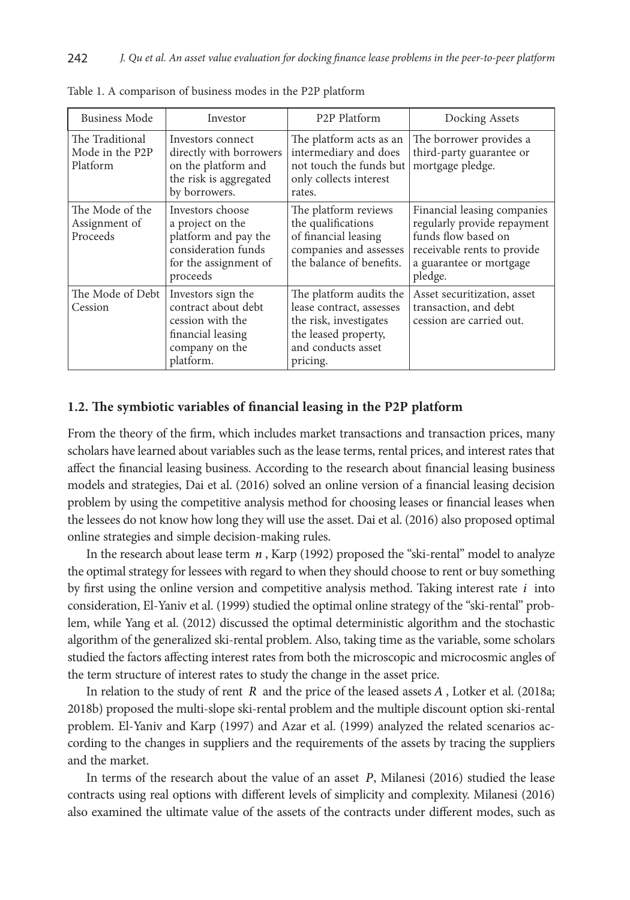Table 1. A comparison of business modes in the P2P platform

| Business Mode | Investor | P2P Platform | Docking Assets |
|---|---|---|---|
| The Traditional Mode in the P2P Platform | Investors connect directly with borrowers on the platform and the risk is aggregated by borrowers. | The platform acts as an intermediary and does not touch the funds but only collects interest rates. | The borrower provides a third-party guarantee or mortgage pledge. |
| The Mode of the Assignment of Proceeds | Investors choose a project on the platform and pay the consideration funds for the assignment of proceeds | The platform reviews the qualifications of financial leasing companies and assesses the balance of benefits. | Financial leasing companies regularly provide repayment funds flow based on receivable rents to provide a guarantee or mortgage pledge. |
| The Mode of Debt Cession | Investors sign the contract about debt cession with the financial leasing company on the platform. | The platform audits the lease contract, assesses the risk, investigates the leased property, and conducts asset pricing. | Asset securitization, asset transaction, and debt cession are carried out. |

### 1.2. The symbiotic variables of financial leasing in the P2P platform

From the theory of the firm, which includes market transactions and transaction prices, many scholars have learned about variables such as the lease terms, rental prices, and interest rates that affect the financial leasing business. According to the research about financial leasing business models and strategies, Dai et al. (2016) solved an online version of a financial leasing decision problem by using the competitive analysis method for choosing leases or financial leases when the lessees do not know how long they will use the asset. Dai et al. (2016) also proposed optimal online strategies and simple decision-making rules.

In the research about lease term $n$, Karp (1992) proposed the "ski-rental" model to analyze the optimal strategy for lessees with regard to when they should choose to rent or buy something by first using the online version and competitive analysis method. Taking interest rate $i$ into consideration, El-Yaniv et al. (1999) studied the optimal online strategy of the "ski-rental" problem, while Yang et al. (2012) discussed the optimal deterministic algorithm and the stochastic algorithm of the generalized ski-rental problem. Also, taking time as the variable, some scholars studied the factors affecting interest rates from both the microscopic and microcosmic angles of the term structure of interest rates to study the change in the asset price.

In relation to the study of rent $R$ and the price of the leased assets $A$, Lotker et al. (2018a; 2018b) proposed the multi-slope ski-rental problem and the multiple discount option ski-rental problem. El-Yaniv and Karp (1997) and Azar et al. (1999) analyzed the related scenarios according to the changes in suppliers and the requirements of the assets by tracing the suppliers and the market.

In terms of the research about the value of an asset $P$, Milanesi (2016) studied the lease contracts using real options with different levels of simplicity and complexity. Milanesi (2016) also examined the ultimate value of the assets of the contracts under different modes, such as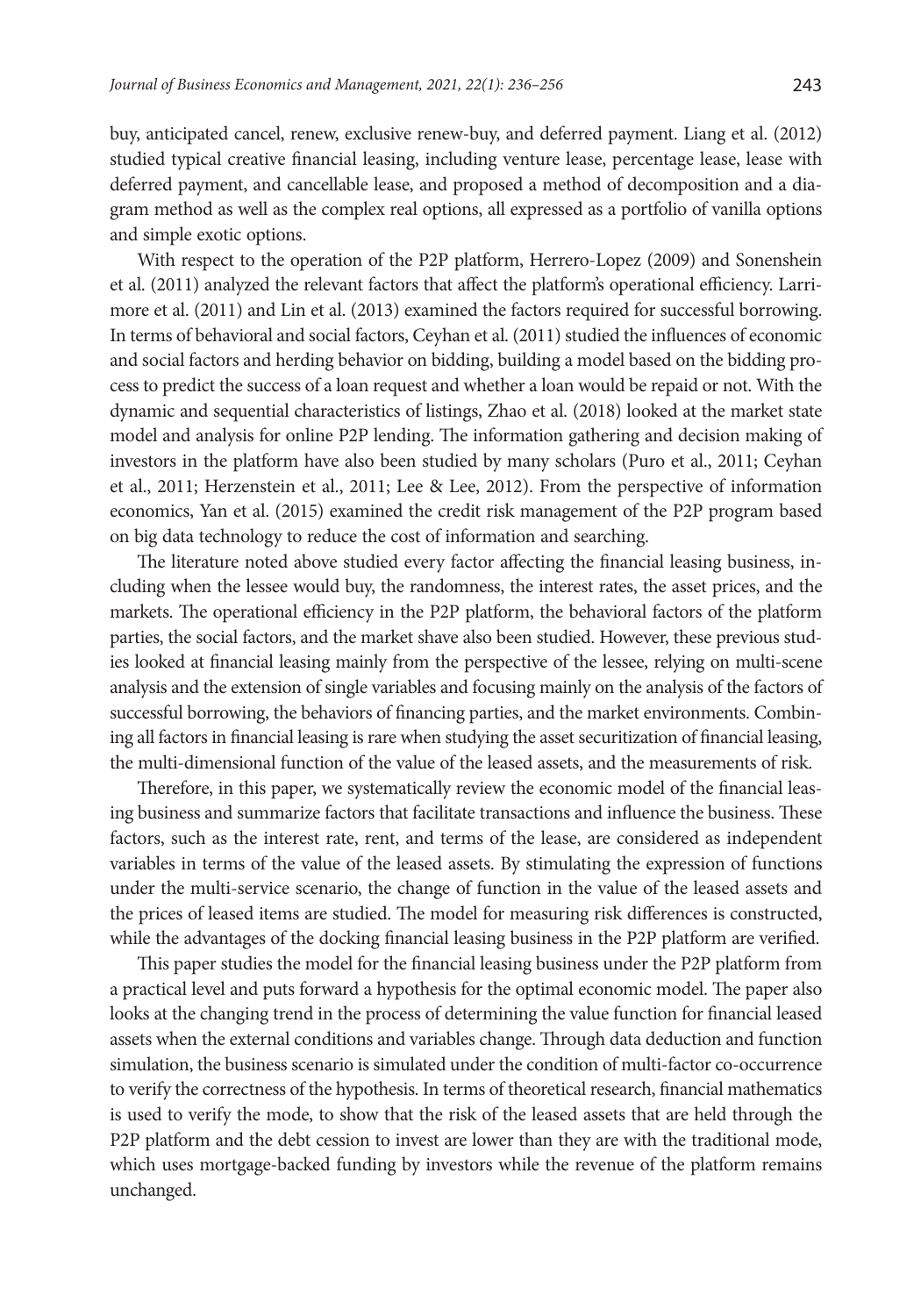buy, anticipated cancel, renew, exclusive renew-buy, and deferred payment. Liang et al. (2012) studied typical creative financial leasing, including venture lease, percentage lease, lease with deferred payment, and cancellable lease, and proposed a method of decomposition and a diagram method as well as the complex real options, all expressed as a portfolio of vanilla options and simple exotic options.

With respect to the operation of the P2P platform, Herrero-Lopez (2009) and Sonenshein et al. (2011) analyzed the relevant factors that affect the platform's operational efficiency. Larrimore et al. (2011) and Lin et al. (2013) examined the factors required for successful borrowing. In terms of behavioral and social factors, Ceyhan et al. (2011) studied the influences of economic and social factors and herding behavior on bidding, building a model based on the bidding process to predict the success of a loan request and whether a loan would be repaid or not. With the dynamic and sequential characteristics of listings, Zhao et al. (2018) looked at the market state model and analysis for online P2P lending. The information gathering and decision making of investors in the platform have also been studied by many scholars (Puro et al., 2011; Ceyhan et al., 2011; Herzenstein et al., 2011; Lee & Lee, 2012). From the perspective of information economics, Yan et al. (2015) examined the credit risk management of the P2P program based on big data technology to reduce the cost of information and searching.

The literature noted above studied every factor affecting the financial leasing business, including when the lessee would buy, the randomness, the interest rates, the asset prices, and the markets. The operational efficiency in the P2P platform, the behavioral factors of the platform parties, the social factors, and the market shave also been studied. However, these previous studies looked at financial leasing mainly from the perspective of the lessee, relying on multi-scene analysis and the extension of single variables and focusing mainly on the analysis of the factors of successful borrowing, the behaviors of financing parties, and the market environments. Combining all factors in financial leasing is rare when studying the asset securitization of financial leasing, the multi-dimensional function of the value of the leased assets, and the measurements of risk.

Therefore, in this paper, we systematically review the economic model of the financial leasing business and summarize factors that facilitate transactions and influence the business. These factors, such as the interest rate, rent, and terms of the lease, are considered as independent variables in terms of the value of the leased assets. By stimulating the expression of functions under the multi-service scenario, the change of function in the value of the leased assets and the prices of leased items are studied. The model for measuring risk differences is constructed, while the advantages of the docking financial leasing business in the P2P platform are verified.

This paper studies the model for the financial leasing business under the P2P platform from a practical level and puts forward a hypothesis for the optimal economic model. The paper also looks at the changing trend in the process of determining the value function for financial leased assets when the external conditions and variables change. Through data deduction and function simulation, the business scenario is simulated under the condition of multi-factor co-occurrence to verify the correctness of the hypothesis. In terms of theoretical research, financial mathematics is used to verify the mode, to show that the risk of the leased assets that are held through the P2P platform and the debt cession to invest are lower than they are with the traditional mode, which uses mortgage-backed funding by investors while the revenue of the platform remains unchanged.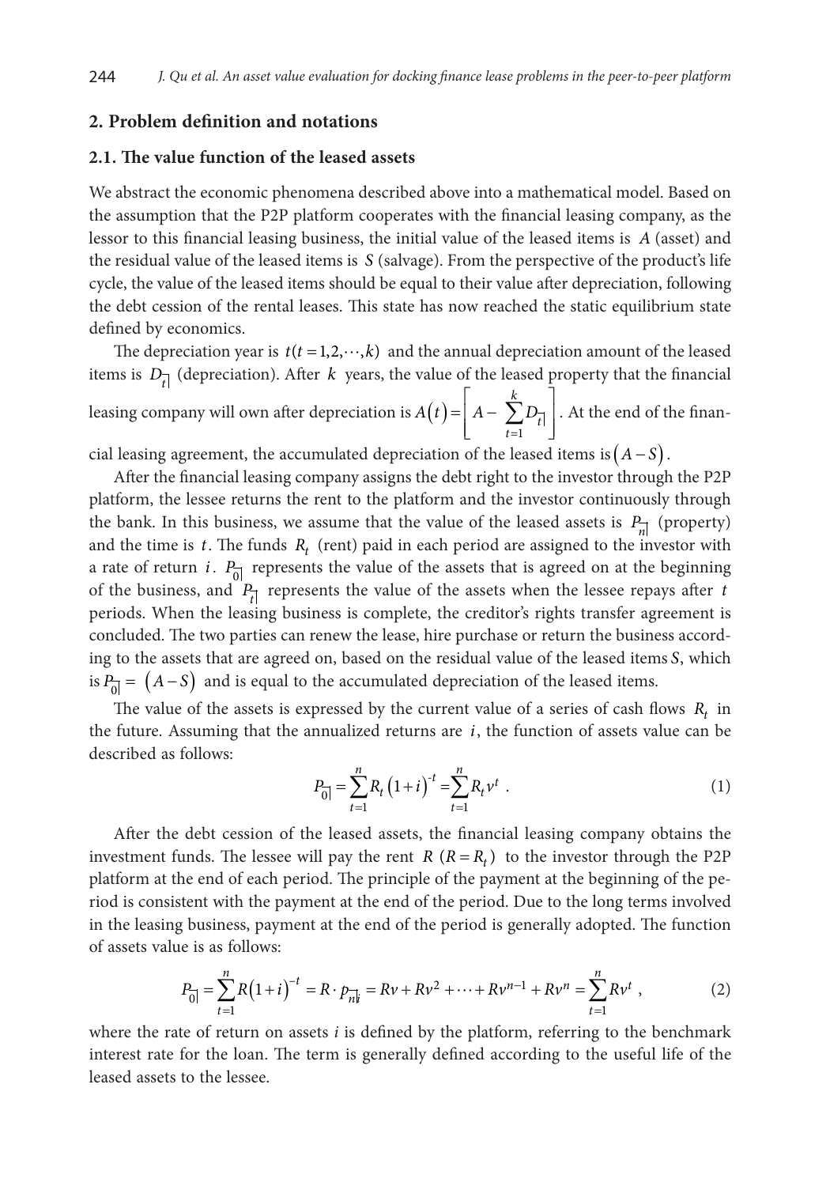## 2. Problem definition and notations

### 2.1. The value function of the leased assets

We abstract the economic phenomena described above into a mathematical model. Based on the assumption that the P2P platform cooperates with the financial leasing company, as the lessor to this financial leasing business, the initial value of the leased items is $A$ (asset) and the residual value of the leased items is $S$ (salvage). From the perspective of the product's life cycle, the value of the leased items should be equal to their value after depreciation, following the debt cession of the rental leases. This state has now reached the static equilibrium state defined by economics.

The depreciation year is $t(t=1,2,\cdots,k)$ and the annual depreciation amount of the leased items is $D_{\overline{t|}}$ (depreciation). After $k$ years, the value of the leased property that the financial leasing company will own after depreciation is $A(t)=\left[A-\sum_{t=1}^{k}D_{\overline{t|}}\right]$. At the end of the financial leasing agreement, the accumulated depreciation of the leased items is $(A-S)$.

After the financial leasing company assigns the debt right to the investor through the P2P platform, the lessee returns the rent to the platform and the investor continuously through the bank. In this business, we assume that the value of the leased assets is $P_{\overline{n|}}$ (property) and the time is $t$. The funds $R_t$ (rent) paid in each period are assigned to the investor with a rate of return $i$. $P_{\overline{0|}}$ represents the value of the assets that is agreed on at the beginning of the business, and $P_{\overline{t|}}$ represents the value of the assets when the lessee repays after $t$ periods. When the leasing business is complete, the creditor's rights transfer agreement is concluded. The two parties can renew the lease, hire purchase or return the business according to the assets that are agreed on, based on the residual value of the leased items $S$, which is $P_{\overline{0|}}=(A-S)$ and is equal to the accumulated depreciation of the leased items.

The value of the assets is expressed by the current value of a series of cash flows $R_t$ in the future. Assuming that the annualized returns are $i$, the function of assets value can be described as follows:

$$P_{\overline{0|}}=\sum_{t=1}^{n}R_t(1+i)^{-t}=\sum_{t=1}^{n}R_t v^t \quad . \tag{1}$$

After the debt cession of the leased assets, the financial leasing company obtains the investment funds. The lessee will pay the rent $R$ $(R=R_t)$ to the investor through the P2P platform at the end of each period. The principle of the payment at the beginning of the period is consistent with the payment at the end of the period. Due to the long terms involved in the leasing business, payment at the end of the period is generally adopted. The function of assets value is as follows:

$$P_{\overline{0|}}=\sum_{t=1}^{n}R(1+i)^{-t}=R\cdot p_{\overline{n|}i}=Rv+Rv^2+\cdots+Rv^{n-1}+Rv^n=\sum_{t=1}^{n}Rv^t \ , \tag{2}$$

where the rate of return on assets $i$ is defined by the platform, referring to the benchmark interest rate for the loan. The term is generally defined according to the useful life of the leased assets to the lessee.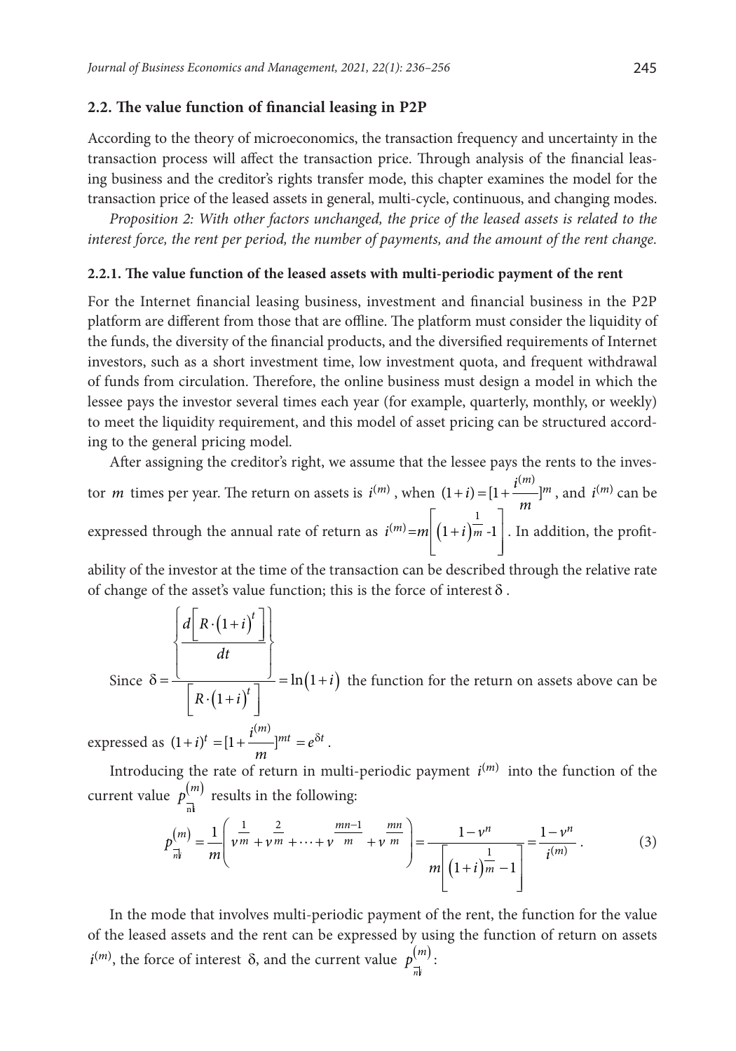### 2.2. The value function of financial leasing in P2P

According to the theory of microeconomics, the transaction frequency and uncertainty in the transaction process will affect the transaction price. Through analysis of the financial leasing business and the creditor's rights transfer mode, this chapter examines the model for the transaction price of the leased assets in general, multi-cycle, continuous, and changing modes.

*Proposition 2: With other factors unchanged, the price of the leased assets is related to the interest force, the rent per period, the number of payments, and the amount of the rent change.*

#### 2.2.1. The value function of the leased assets with multi-periodic payment of the rent

For the Internet financial leasing business, investment and financial business in the P2P platform are different from those that are offline. The platform must consider the liquidity of the funds, the diversity of the financial products, and the diversified requirements of Internet investors, such as a short investment time, low investment quota, and frequent withdrawal of funds from circulation. Therefore, the online business must design a model in which the lessee pays the investor several times each year (for example, quarterly, monthly, or weekly) to meet the liquidity requirement, and this model of asset pricing can be structured according to the general pricing model.

After assigning the creditor's right, we assume that the lessee pays the rents to the investor $m$ times per year. The return on assets is $i^{(m)}$, when $(1+i)=[1+\frac{i^{(m)}}{m}]^m$, and $i^{(m)}$ can be expressed through the annual rate of return as $i^{(m)}=m\left[\left(1+i\right)^{\frac{1}{m}}\text{-}1\right]$. In addition, the profitability of the investor at the time of the transaction can be described through the relative rate of change of the asset's value function; this is the force of interest $\delta$.

Since $\delta=\frac{\left\{\frac{d\left[R\cdot\left(1+i\right)^t\right]}{dt}\right\}}{\left[R\cdot\left(1+i\right)^t\right]}=\ln\left(1+i\right)$ the function for the return on assets above can be expressed as $(1+i)^t=[1+\frac{i^{(m)}}{m}]^{mt}=e^{\delta t}$.

Introducing the rate of return in multi-periodic payment $i^{(m)}$ into the function of the current value $p_{\overline{n|}i}^{(m)}$ results in the following:

$$p_{\overline{n|}i}^{(m)}=\frac{1}{m}\left(v^{\frac{1}{m}}+v^{\frac{2}{m}}+\cdots+v^{\frac{mn-1}{m}}+v^{\frac{mn}{m}}\right)=\frac{1-v^n}{m\left[\left(1+i\right)^{\frac{1}{m}}-1\right]}=\frac{1-v^n}{i^{(m)}}. \tag{3}$$

In the mode that involves multi-periodic payment of the rent, the function for the value of the leased assets and the rent can be expressed by using the function of return on assets $i^{(m)}$, the force of interest $\delta$, and the current value $p_{\overline{n|}i}^{(m)}$: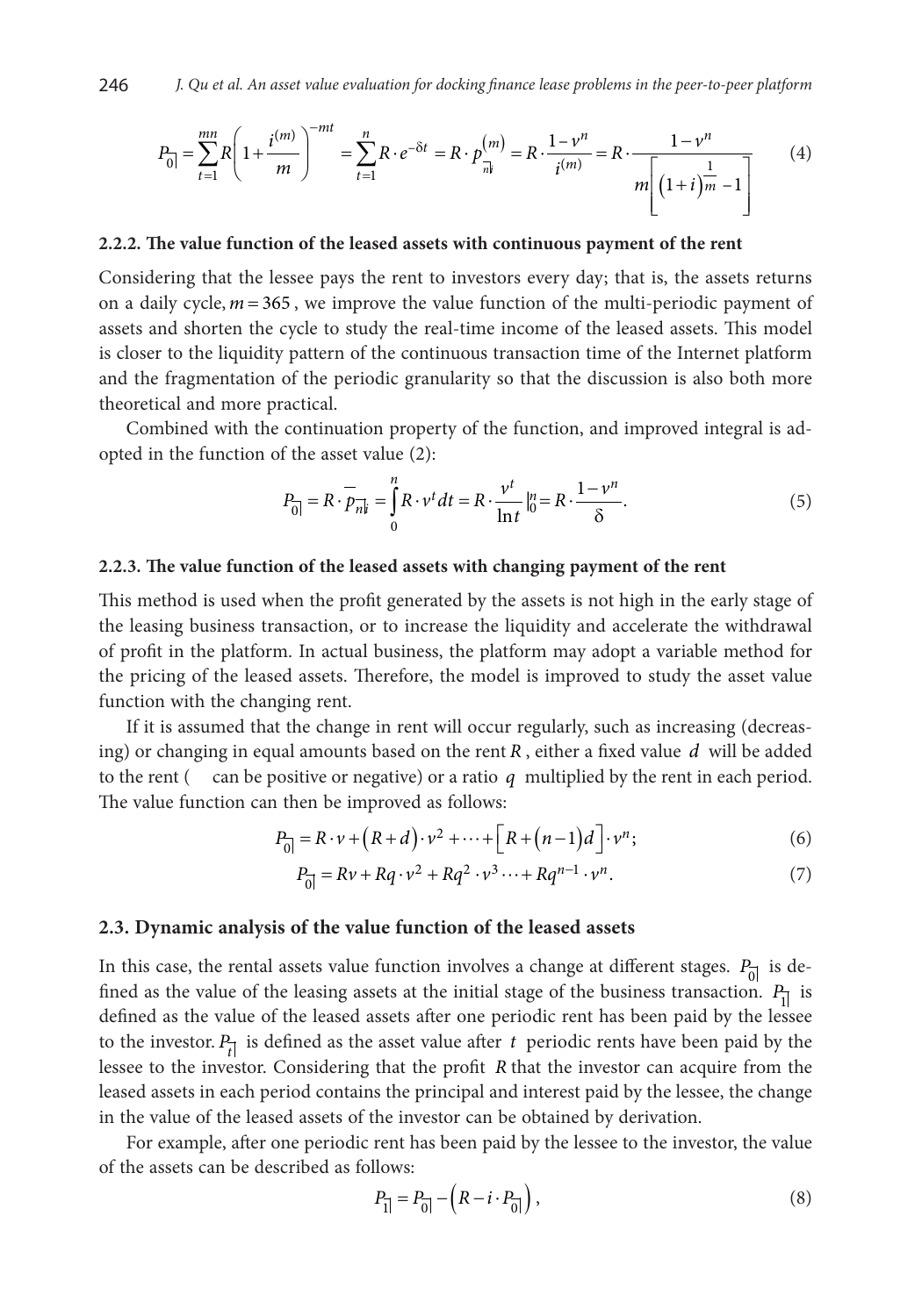$$P_{\overline{0}|} = \sum_{t=1}^{mn} R\left(1+\frac{i^{(m)}}{m}\right)^{-mt} = \sum_{t=1}^{n} R \cdot e^{-\delta t} = R \cdot p_{\overline{n}|i}^{(m)} = R \cdot \frac{1-v^n}{i^{(m)}} = R \cdot \frac{1-v^n}{m\left[\left(1+i\right)^{\frac{1}{m}}-1\right]} \tag{4}$$

#### 2.2.2. The value function of the leased assets with continuous payment of the rent

Considering that the lessee pays the rent to investors every day; that is, the assets returns on a daily cycle, $m = 365$, we improve the value function of the multi-periodic payment of assets and shorten the cycle to study the real-time income of the leased assets. This model is closer to the liquidity pattern of the continuous transaction time of the Internet platform and the fragmentation of the periodic granularity so that the discussion is also both more theoretical and more practical.

Combined with the continuation property of the function, and improved integral is adopted in the function of the asset value (2):

$$P_{\overline{0}|} = R \cdot \overline{p}_{\overline{n}|i} = \int_{0}^{n} R \cdot v^t dt = R \cdot \frac{v^t}{\ln t}\Big|_0^n = R \cdot \frac{1-v^n}{\delta}. \tag{5}$$

#### 2.2.3. The value function of the leased assets with changing payment of the rent

This method is used when the profit generated by the assets is not high in the early stage of the leasing business transaction, or to increase the liquidity and accelerate the withdrawal of profit in the platform. In actual business, the platform may adopt a variable method for the pricing of the leased assets. Therefore, the model is improved to study the asset value function with the changing rent.

If it is assumed that the change in rent will occur regularly, such as increasing (decreasing) or changing in equal amounts based on the rent $R$, either a fixed value $d$ will be added to the rent (  can be positive or negative) or a ratio $q$ multiplied by the rent in each period. The value function can then be improved as follows:

$$P_{\overline{0}|} = R \cdot v + \left(R+d\right) \cdot v^2 + \cdots + \left[R + \left(n-1\right)d\right] \cdot v^n; \tag{6}$$

$$P_{\overline{0}|} = Rv + Rq \cdot v^2 + Rq^2 \cdot v^3 \cdots + Rq^{n-1} \cdot v^n. \tag{7}$$

### 2.3. Dynamic analysis of the value function of the leased assets

In this case, the rental assets value function involves a change at different stages. $P_{\overline{0}|}$ is defined as the value of the leasing assets at the initial stage of the business transaction. $P_{\overline{1}|}$ is defined as the value of the leased assets after one periodic rent has been paid by the lessee to the investor. $P_{\overline{t}|}$ is defined as the asset value after $t$ periodic rents have been paid by the lessee to the investor. Considering that the profit $R$ that the investor can acquire from the leased assets in each period contains the principal and interest paid by the lessee, the change in the value of the leased assets of the investor can be obtained by derivation.

For example, after one periodic rent has been paid by the lessee to the investor, the value of the assets can be described as follows:

$$P_{\overline{1}|} = P_{\overline{0}|} - \left(R - i \cdot P_{\overline{0}|}\right), \tag{8}$$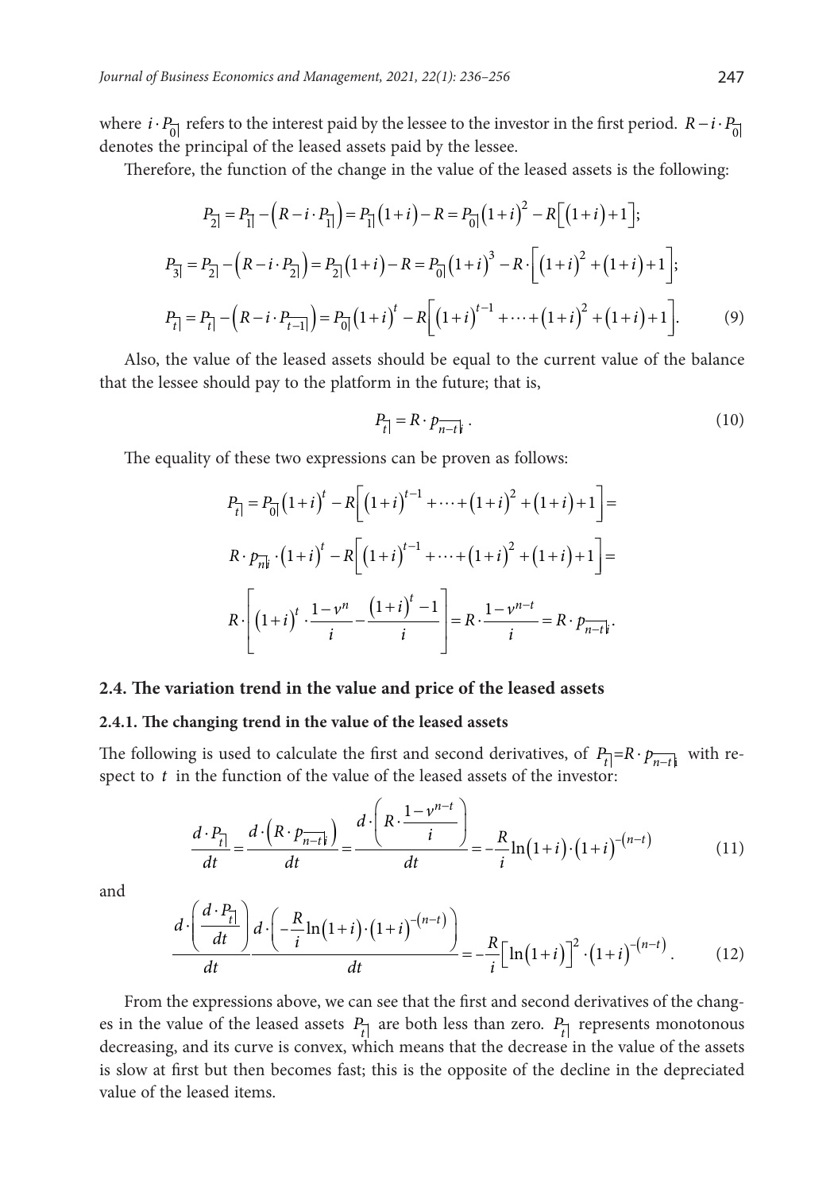where $i \cdot P_{\overline{0}|}$ refers to the interest paid by the lessee to the investor in the first period. $R - i \cdot P_{\overline{0}|}$ denotes the principal of the leased assets paid by the lessee.

Therefore, the function of the change in the value of the leased assets is the following:

$$P_{\overline{2}|} = P_{\overline{1}|} - \left(R - i \cdot P_{\overline{1}|}\right) = P_{\overline{1}|}\left(1+i\right) - R = P_{\overline{0}|}\left(1+i\right)^2 - R\left[\left(1+i\right)+1\right];$$

$$P_{\overline{3}|} = P_{\overline{2}|} - \left(R - i \cdot P_{\overline{2}|}\right) = P_{\overline{2}|}\left(1+i\right) - R = P_{\overline{0}|}\left(1+i\right)^3 - R \cdot \left[\left(1+i\right)^2 + \left(1+i\right)+1\right];$$

$$P_{\overline{t}|} = P_{\overline{t}|} - \left(R - i \cdot P_{\overline{t-1}|}\right) = P_{\overline{0}|}\left(1+i\right)^t - R\left[\left(1+i\right)^{t-1} + \cdots + \left(1+i\right)^2 + \left(1+i\right)+1\right]. \tag{9}$$

Also, the value of the leased assets should be equal to the current value of the balance that the lessee should pay to the platform in the future; that is,

$$P_{\overline{t}|} = R \cdot p_{\overline{n-t}|i} \,. \tag{10}$$

The equality of these two expressions can be proven as follows:

$$P_{\overline{t}|} = P_{\overline{0}|}\left(1+i\right)^t - R\left[\left(1+i\right)^{t-1} + \cdots + \left(1+i\right)^2 + \left(1+i\right)+1\right] =$$

$$R \cdot p_{\overline{n}|i} \cdot \left(1+i\right)^t - R\left[\left(1+i\right)^{t-1} + \cdots + \left(1+i\right)^2 + \left(1+i\right)+1\right] =$$

$$R \cdot \left[\left(1+i\right)^t \cdot \frac{1-v^n}{i} - \frac{\left(1+i\right)^t - 1}{i}\right] = R \cdot \frac{1-v^{n-t}}{i} = R \cdot p_{\overline{n-t}|i} \,.$$

## 2.4. The variation trend in the value and price of the leased assets

### 2.4.1. The changing trend in the value of the leased assets

The following is used to calculate the first and second derivatives, of $P_{\overline{t}|} = R \cdot p_{\overline{n-t}|i}$ with respect to $t$ in the function of the value of the leased assets of the investor:

$$\frac{d \cdot P_{\overline{t}|}}{dt} = \frac{d\left(R \cdot p_{\overline{n-t}|i}\right)}{dt} = \frac{d \cdot \left(R \cdot \frac{1-v^{n-t}}{i}\right)}{dt} = -\frac{R}{i}\ln\left(1+i\right) \cdot \left(1+i\right)^{-\left(n-t\right)} \tag{11}$$

and

$$\frac{d \cdot \left(\frac{d \cdot P_{\overline{t}|}}{dt}\right)}{dt} \frac{d \cdot \left(-\frac{R}{i}\ln\left(1+i\right) \cdot \left(1+i\right)^{-\left(n-t\right)}\right)}{dt} = -\frac{R}{i}\left[\ln\left(1+i\right)\right]^2 \cdot \left(1+i\right)^{-\left(n-t\right)}. \tag{12}$$

From the expressions above, we can see that the first and second derivatives of the changes in the value of the leased assets $P_{\overline{t}|}$ are both less than zero. $P_{\overline{t}|}$ represents monotonous decreasing, and its curve is convex, which means that the decrease in the value of the assets is slow at first but then becomes fast; this is the opposite of the decline in the depreciated value of the leased items.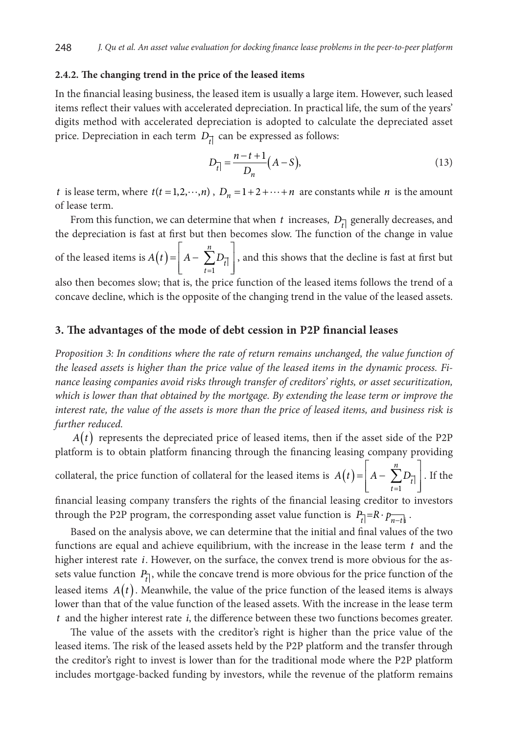#### 2.4.2. The changing trend in the price of the leased items

In the financial leasing business, the leased item is usually a large item. However, such leased items reflect their values with accelerated depreciation. In practical life, the sum of the years' digits method with accelerated depreciation is adopted to calculate the depreciated asset price. Depreciation in each term $D_{\overline{t}|}$ can be expressed as follows:

$$D_{\overline{t}|} = \frac{n-t+1}{D_n}\left(A-S\right), \tag{13}$$

$t$ is lease term, where $t(t=1,2,\cdots,n)$, $D_n = 1+2+\cdots+n$ are constants while $n$ is the amount of lease term.

From this function, we can determine that when $t$ increases, $D_{\overline{t}|}$ generally decreases, and the depreciation is fast at first but then becomes slow. The function of the change in value of the leased items is $A(t) = \left[A - \sum_{t=1}^{n} D_{\overline{t}|}\right]$, and this shows that the decline is fast at first but also then becomes slow; that is, the price function of the leased items follows the trend of a concave decline, which is the opposite of the changing trend in the value of the leased assets.

## 3. The advantages of the mode of debt cession in P2P financial leases

*Proposition 3: In conditions where the rate of return remains unchanged, the value function of the leased assets is higher than the price value of the leased items in the dynamic process. Finance leasing companies avoid risks through transfer of creditors' rights, or asset securitization, which is lower than that obtained by the mortgage. By extending the lease term or improve the interest rate, the value of the assets is more than the price of leased items, and business risk is further reduced.*

$A(t)$ represents the depreciated price of leased items, then if the asset side of the P2P platform is to obtain platform financing through the financing leasing company providing collateral, the price function of collateral for the leased items is $A(t) = \left[A - \sum_{t=1}^{n} D_{\overline{t}|}\right]$. If the financial leasing company transfers the rights of the financial leasing creditor to investors through the P2P program, the corresponding asset value function is $P_{\overline{t}|} = R \cdot p_{\overline{n-t}|i}$.

Based on the analysis above, we can determine that the initial and final values of the two functions are equal and achieve equilibrium, with the increase in the lease term $t$ and the higher interest rate $i$. However, on the surface, the convex trend is more obvious for the assets value function $P_{\overline{t}|}$, while the concave trend is more obvious for the price function of the leased items $A(t)$. Meanwhile, the value of the price function of the leased items is always lower than that of the value function of the leased assets. With the increase in the lease term $t$ and the higher interest rate $i$, the difference between these two functions becomes greater.

The value of the assets with the creditor's right is higher than the price value of the leased items. The risk of the leased assets held by the P2P platform and the transfer through the creditor's right to invest is lower than for the traditional mode where the P2P platform includes mortgage-backed funding by investors, while the revenue of the platform remains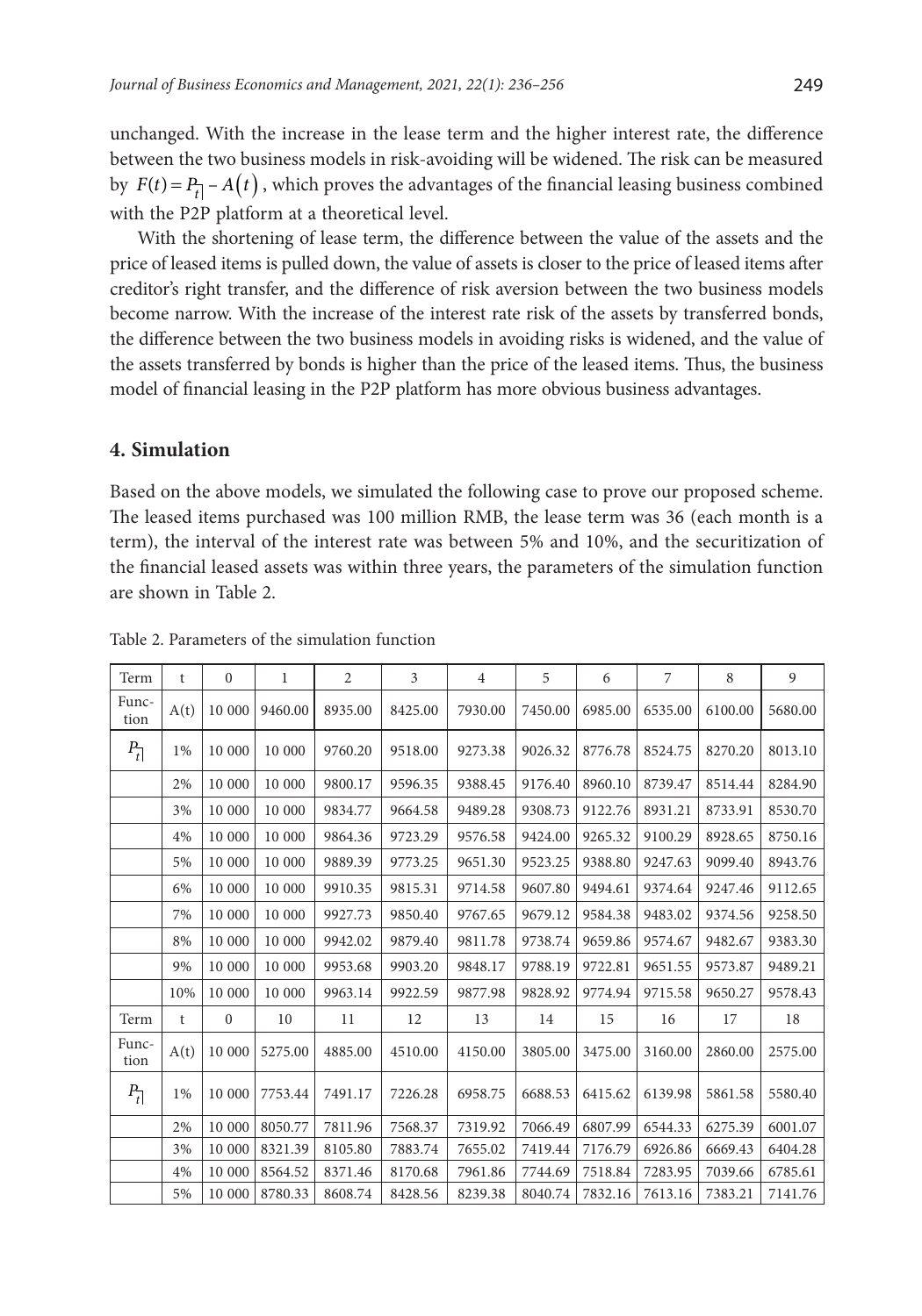unchanged. With the increase in the lease term and the higher interest rate, the difference between the two business models in risk-avoiding will be widened. The risk can be measured by $F(t) = P_{\overline{t}|} - A(t)$, which proves the advantages of the financial leasing business combined with the P2P platform at a theoretical level.

With the shortening of lease term, the difference between the value of the assets and the price of leased items is pulled down, the value of assets is closer to the price of leased items after creditor's right transfer, and the difference of risk aversion between the two business models become narrow. With the increase of the interest rate risk of the assets by transferred bonds, the difference between the two business models in avoiding risks is widened, and the value of the assets transferred by bonds is higher than the price of the leased items. Thus, the business model of financial leasing in the P2P platform has more obvious business advantages.

## 4. Simulation

Based on the above models, we simulated the following case to prove our proposed scheme. The leased items purchased was 100 million RMB, the lease term was 36 (each month is a term), the interval of the interest rate was between 5% and 10%, and the securitization of the financial leased assets was within three years, the parameters of the simulation function are shown in Table 2.

Table 2. Parameters of the simulation function

| Term | t | 0 | 1 | 2 | 3 | 4 | 5 | 6 | 7 | 8 | 9 |
|---|---|---|---|---|---|---|---|---|---|---|---|
| Function | A(t) | 10 000 | 9460.00 | 8935.00 | 8425.00 | 7930.00 | 7450.00 | 6985.00 | 6535.00 | 6100.00 | 5680.00 |
| $P_{\overline{t}\vert}$ | 1% | 10 000 | 10 000 | 9760.20 | 9518.00 | 9273.38 | 9026.32 | 8776.78 | 8524.75 | 8270.20 | 8013.10 |
| | 2% | 10 000 | 10 000 | 9800.17 | 9596.35 | 9388.45 | 9176.40 | 8960.10 | 8739.47 | 8514.44 | 8284.90 |
| | 3% | 10 000 | 10 000 | 9834.77 | 9664.58 | 9489.28 | 9308.73 | 9122.76 | 8931.21 | 8733.91 | 8530.70 |
| | 4% | 10 000 | 10 000 | 9864.36 | 9723.29 | 9576.58 | 9424.00 | 9265.32 | 9100.29 | 8928.65 | 8750.16 |
| | 5% | 10 000 | 10 000 | 9889.39 | 9773.25 | 9651.30 | 9523.25 | 9388.80 | 9247.63 | 9099.40 | 8943.76 |
| | 6% | 10 000 | 10 000 | 9910.35 | 9815.31 | 9714.58 | 9607.80 | 9494.61 | 9374.64 | 9247.46 | 9112.65 |
| | 7% | 10 000 | 10 000 | 9927.73 | 9850.40 | 9767.65 | 9679.12 | 9584.38 | 9483.02 | 9374.56 | 9258.50 |
| | 8% | 10 000 | 10 000 | 9942.02 | 9879.40 | 9811.78 | 9738.74 | 9659.86 | 9574.67 | 9482.67 | 9383.30 |
| | 9% | 10 000 | 10 000 | 9953.68 | 9903.20 | 9848.17 | 9788.19 | 9722.81 | 9651.55 | 9573.87 | 9489.21 |
| | 10% | 10 000 | 10 000 | 9963.14 | 9922.59 | 9877.98 | 9828.92 | 9774.94 | 9715.58 | 9650.27 | 9578.43 |
| Term | t | 0 | 10 | 11 | 12 | 13 | 14 | 15 | 16 | 17 | 18 |
| Function | A(t) | 10 000 | 5275.00 | 4885.00 | 4510.00 | 4150.00 | 3805.00 | 3475.00 | 3160.00 | 2860.00 | 2575.00 |
| $P_{\overline{t}\vert}$ | 1% | 10 000 | 7753.44 | 7491.17 | 7226.28 | 6958.75 | 6688.53 | 6415.62 | 6139.98 | 5861.58 | 5580.40 |
| | 2% | 10 000 | 8050.77 | 7811.96 | 7568.37 | 7319.92 | 7066.49 | 6807.99 | 6544.33 | 6275.39 | 6001.07 |
| | 3% | 10 000 | 8321.39 | 8105.80 | 7883.74 | 7655.02 | 7419.44 | 7176.79 | 6926.86 | 6669.43 | 6404.28 |
| | 4% | 10 000 | 8564.52 | 8371.46 | 8170.68 | 7961.86 | 7744.69 | 7518.84 | 7283.95 | 7039.66 | 6785.61 |
| | 5% | 10 000 | 8780.33 | 8608.74 | 8428.56 | 8239.38 | 8040.74 | 7832.16 | 7613.16 | 7383.21 | 7141.76 |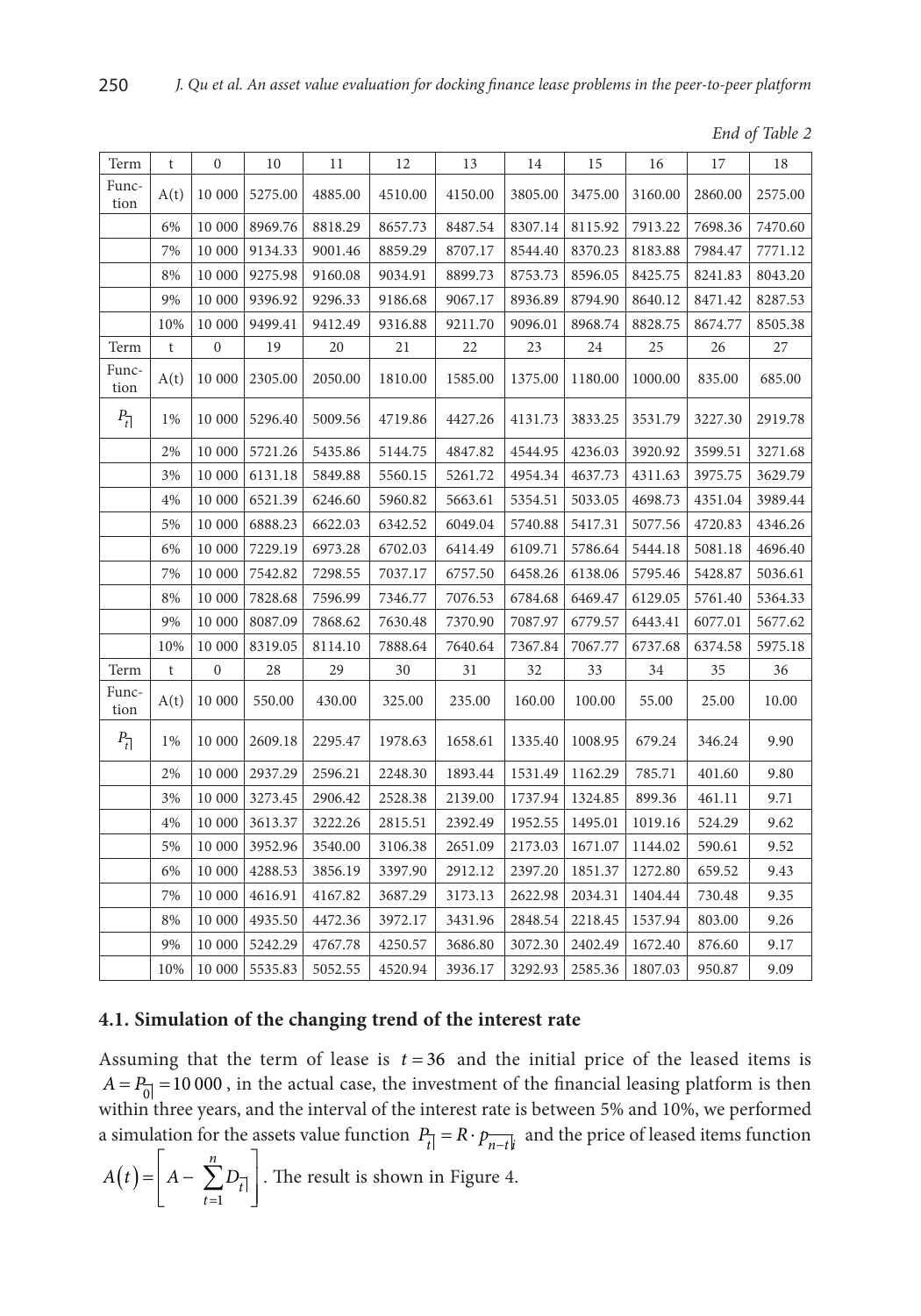*End of Table 2*

| Term | t | 0 | 10 | 11 | 12 | 13 | 14 | 15 | 16 | 17 | 18 |
|---|---|---|---|---|---|---|---|---|---|---|---|
| Function | A(t) | 10 000 | 5275.00 | 4885.00 | 4510.00 | 4150.00 | 3805.00 | 3475.00 | 3160.00 | 2860.00 | 2575.00 |
| | 6% | 10 000 | 8969.76 | 8818.29 | 8657.73 | 8487.54 | 8307.14 | 8115.92 | 7913.22 | 7698.36 | 7470.60 |
| | 7% | 10 000 | 9134.33 | 9001.46 | 8859.29 | 8707.17 | 8544.40 | 8370.23 | 8183.88 | 7984.47 | 7771.12 |
| | 8% | 10 000 | 9275.98 | 9160.08 | 9034.91 | 8899.73 | 8753.73 | 8596.05 | 8425.75 | 8241.83 | 8043.20 |
| | 9% | 10 000 | 9396.92 | 9296.33 | 9186.68 | 9067.17 | 8936.89 | 8794.90 | 8640.12 | 8471.42 | 8287.53 |
| | 10% | 10 000 | 9499.41 | 9412.49 | 9316.88 | 9211.70 | 9096.01 | 8968.74 | 8828.75 | 8674.77 | 8505.38 |
| Term | t | 0 | 19 | 20 | 21 | 22 | 23 | 24 | 25 | 26 | 27 |
| Function | A(t) | 10 000 | 2305.00 | 2050.00 | 1810.00 | 1585.00 | 1375.00 | 1180.00 | 1000.00 | 835.00 | 685.00 |
| $P_{\overline{t}\vert}$ | 1% | 10 000 | 5296.40 | 5009.56 | 4719.86 | 4427.26 | 4131.73 | 3833.25 | 3531.79 | 3227.30 | 2919.78 |
| | 2% | 10 000 | 5721.26 | 5435.86 | 5144.75 | 4847.82 | 4544.95 | 4236.03 | 3920.92 | 3599.51 | 3271.68 |
| | 3% | 10 000 | 6131.18 | 5849.88 | 5560.15 | 5261.72 | 4954.34 | 4637.73 | 4311.63 | 3975.75 | 3629.79 |
| | 4% | 10 000 | 6521.39 | 6246.60 | 5960.82 | 5663.61 | 5354.51 | 5033.05 | 4698.73 | 4351.04 | 3989.44 |
| | 5% | 10 000 | 6888.23 | 6622.03 | 6342.52 | 6049.04 | 5740.88 | 5417.31 | 5077.56 | 4720.83 | 4346.26 |
| | 6% | 10 000 | 7229.19 | 6973.28 | 6702.03 | 6414.49 | 6109.71 | 5786.64 | 5444.18 | 5081.18 | 4696.40 |
| | 7% | 10 000 | 7542.82 | 7298.55 | 7037.17 | 6757.50 | 6458.26 | 6138.06 | 5795.46 | 5428.87 | 5036.61 |
| | 8% | 10 000 | 7828.68 | 7596.99 | 7346.77 | 7076.53 | 6784.68 | 6469.47 | 6129.05 | 5761.40 | 5364.33 |
| | 9% | 10 000 | 8087.09 | 7868.62 | 7630.48 | 7370.90 | 7087.97 | 6779.57 | 6443.41 | 6077.01 | 5677.62 |
| | 10% | 10 000 | 8319.05 | 8114.10 | 7888.64 | 7640.64 | 7367.84 | 7067.77 | 6737.68 | 6374.58 | 5975.18 |
| Term | t | 0 | 28 | 29 | 30 | 31 | 32 | 33 | 34 | 35 | 36 |
| Function | A(t) | 10 000 | 550.00 | 430.00 | 325.00 | 235.00 | 160.00 | 100.00 | 55.00 | 25.00 | 10.00 |
| $P_{\overline{t}\vert}$ | 1% | 10 000 | 2609.18 | 2295.47 | 1978.63 | 1658.61 | 1335.40 | 1008.95 | 679.24 | 346.24 | 9.90 |
| | 2% | 10 000 | 2937.29 | 2596.21 | 2248.30 | 1893.44 | 1531.49 | 1162.29 | 785.71 | 401.60 | 9.80 |
| | 3% | 10 000 | 3273.45 | 2906.42 | 2528.38 | 2139.00 | 1737.94 | 1324.85 | 899.36 | 461.11 | 9.71 |
| | 4% | 10 000 | 3613.37 | 3222.26 | 2815.51 | 2392.49 | 1952.55 | 1495.01 | 1019.16 | 524.29 | 9.62 |
| | 5% | 10 000 | 3952.96 | 3540.00 | 3106.38 | 2651.09 | 2173.03 | 1671.07 | 1144.02 | 590.61 | 9.52 |
| | 6% | 10 000 | 4288.53 | 3856.19 | 3397.90 | 2912.12 | 2397.20 | 1851.37 | 1272.80 | 659.52 | 9.43 |
| | 7% | 10 000 | 4616.91 | 4167.82 | 3687.29 | 3173.13 | 2622.98 | 2034.31 | 1404.44 | 730.48 | 9.35 |
| | 8% | 10 000 | 4935.50 | 4472.36 | 3972.17 | 3431.96 | 2848.54 | 2218.45 | 1537.94 | 803.00 | 9.26 |
| | 9% | 10 000 | 5242.29 | 4767.78 | 4250.57 | 3686.80 | 3072.30 | 2402.49 | 1672.40 | 876.60 | 9.17 |
| | 10% | 10 000 | 5535.83 | 5052.55 | 4520.94 | 3936.17 | 3292.93 | 2585.36 | 1807.03 | 950.87 | 9.09 |

### 4.1. Simulation of the changing trend of the interest rate

Assuming that the term of lease is $t = 36$ and the initial price of the leased items is $A = P_{\overline{0}\vert} = 10\,000$, in the actual case, the investment of the financial leasing platform is then within three years, and the interval of the interest rate is between 5% and 10%, we performed a simulation for the assets value function $P_{\overline{t}\vert} = R \cdot p_{\overline{n-t}\vert i}$ and the price of leased items function $A(t) = \left[ A - \sum_{t=1}^{n} D_{\overline{t}\vert} \right]$. The result is shown in Figure 4.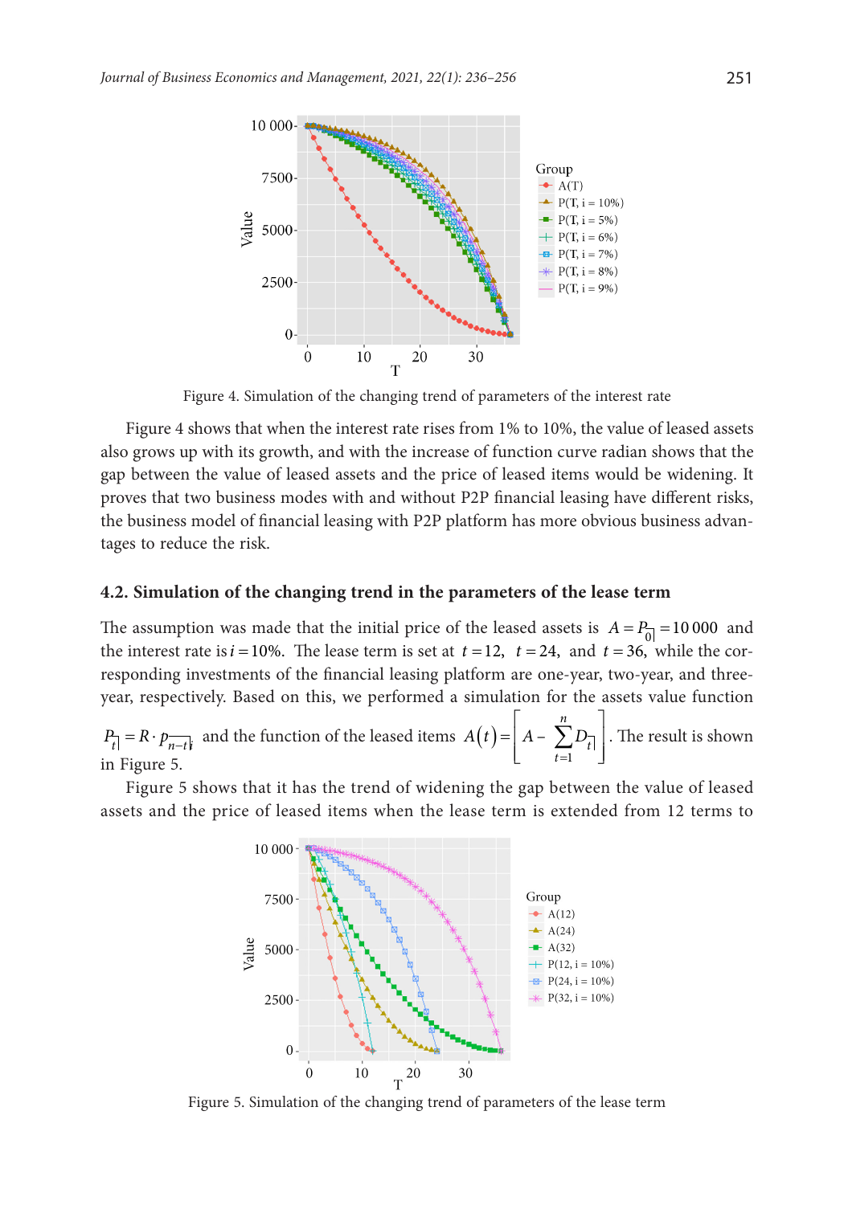Figure 4. Simulation of the changing trend of parameters of the interest rate

Figure 4 shows that when the interest rate rises from 1% to 10%, the value of leased assets also grows up with its growth, and with the increase of function curve radian shows that the gap between the value of leased assets and the price of leased items would be widening. It proves that two business modes with and without P2P financial leasing have different risks, the business model of financial leasing with P2P platform has more obvious business advantages to reduce the risk.

### 4.2. Simulation of the changing trend in the parameters of the lease term

The assumption was made that the initial price of the leased assets is $A = P_{\overline{0}|} = 10\,000$ and the interest rate is $i = 10\%$. The lease term is set at $t = 12$, $t = 24$, and $t = 36$, while the corresponding investments of the financial leasing platform are one-year, two-year, and three-year, respectively. Based on this, we performed a simulation for the assets value function $P_{\overline{t}|} = R \cdot p_{\overline{n-t}|i}$ and the function of the leased items $A(t) = \left[ A - \sum_{t=1}^{n} D_{\overline{t}|} \right]$. The result is shown in Figure 5.

Figure 5 shows that it has the trend of widening the gap between the value of leased assets and the price of leased items when the lease term is extended from 12 terms to

Figure 5. Simulation of the changing trend of parameters of the lease term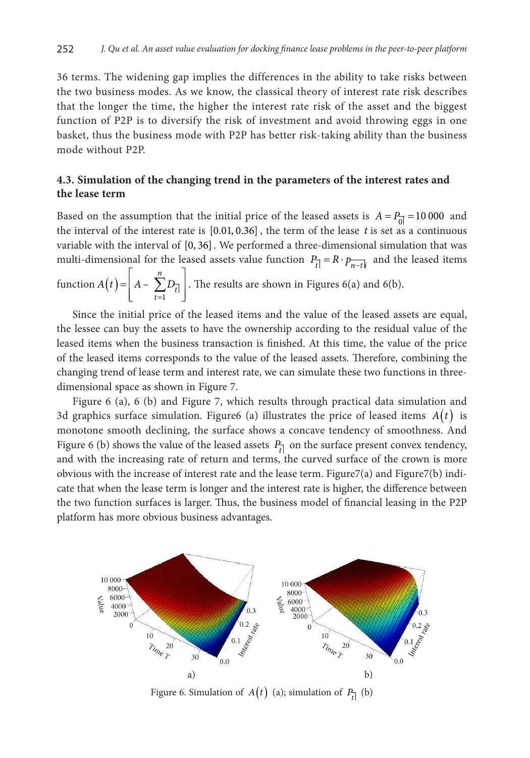36 terms. The widening gap implies the differences in the ability to take risks between the two business modes. As we know, the classical theory of interest rate risk describes that the longer the time, the higher the interest rate risk of the asset and the biggest function of P2P is to diversify the risk of investment and avoid throwing eggs in one basket, thus the business mode with P2P has better risk-taking ability than the business mode without P2P.

### 4.3. Simulation of the changing trend in the parameters of the interest rates and the lease term

Based on the assumption that the initial price of the leased assets is $A = P_{\overline{0}|} = 10\,000$ and the interval of the interest rate is $[0.01, 0.36]$, the term of the lease $t$ is set as a continuous variable with the interval of $[0, 36]$. We performed a three-dimensional simulation that was multi-dimensional for the leased assets value function $P_{\overline{t}|} = R \cdot p_{\overline{n-t}|}$ and the leased items function $A(t) = \left[ A - \sum_{t=1}^{n} D_{\overline{t}|} \right]$. The results are shown in Figures 6(a) and 6(b).

Since the initial price of the leased items and the value of the leased assets are equal, the lessee can buy the assets to have the ownership according to the residual value of the leased items when the business transaction is finished. At this time, the value of the price of the leased items corresponds to the value of the leased assets. Therefore, combining the changing trend of lease term and interest rate, we can simulate these two functions in three-dimensional space as shown in Figure 7.

Figure 6 (a), 6 (b) and Figure 7, which results through practical data simulation and 3d graphics surface simulation. Figure6 (a) illustrates the price of leased items $A(t)$ is monotone smooth declining, the surface shows a concave tendency of smoothness. And Figure 6 (b) shows the value of the leased assets $P_{\overline{t}|}$ on the surface present convex tendency, and with the increasing rate of return and terms, the curved surface of the crown is more obvious with the increase of interest rate and the lease term. Figure7(a) and Figure7(b) indicate that when the lease term is longer and the interest rate is higher, the difference between the two function surfaces is larger. Thus, the business model of financial leasing in the P2P platform has more obvious business advantages.

Figure 6. Simulation of $A(t)$ (a); simulation of $P_{\overline{t}|}$ (b)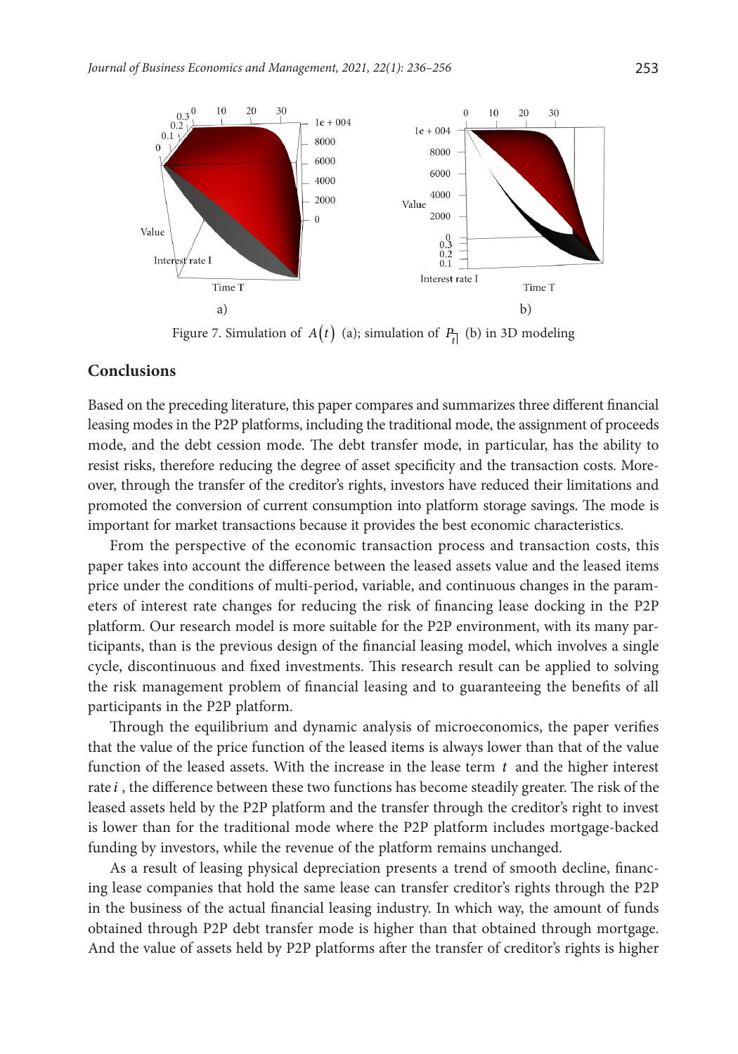Figure 7. Simulation of $A(t)$ (a); simulation of $P_{\overline{t|}}$ (b) in 3D modeling

## Conclusions

Based on the preceding literature, this paper compares and summarizes three different financial leasing modes in the P2P platforms, including the traditional mode, the assignment of proceeds mode, and the debt cession mode. The debt transfer mode, in particular, has the ability to resist risks, therefore reducing the degree of asset specificity and the transaction costs. Moreover, through the transfer of the creditor's rights, investors have reduced their limitations and promoted the conversion of current consumption into platform storage savings. The mode is important for market transactions because it provides the best economic characteristics.

From the perspective of the economic transaction process and transaction costs, this paper takes into account the difference between the leased assets value and the leased items price under the conditions of multi-period, variable, and continuous changes in the parameters of interest rate changes for reducing the risk of financing lease docking in the P2P platform. Our research model is more suitable for the P2P environment, with its many participants, than is the previous design of the financial leasing model, which involves a single cycle, discontinuous and fixed investments. This research result can be applied to solving the risk management problem of financial leasing and to guaranteeing the benefits of all participants in the P2P platform.

Through the equilibrium and dynamic analysis of microeconomics, the paper verifies that the value of the price function of the leased items is always lower than that of the value function of the leased assets. With the increase in the lease term $t$ and the higher interest rate $i$, the difference between these two functions has become steadily greater. The risk of the leased assets held by the P2P platform and the transfer through the creditor's right to invest is lower than for the traditional mode where the P2P platform includes mortgage-backed funding by investors, while the revenue of the platform remains unchanged.

As a result of leasing physical depreciation presents a trend of smooth decline, financing lease companies that hold the same lease can transfer creditor's rights through the P2P in the business of the actual financial leasing industry. In which way, the amount of funds obtained through P2P debt transfer mode is higher than that obtained through mortgage. And the value of assets held by P2P platforms after the transfer of creditor's rights is higher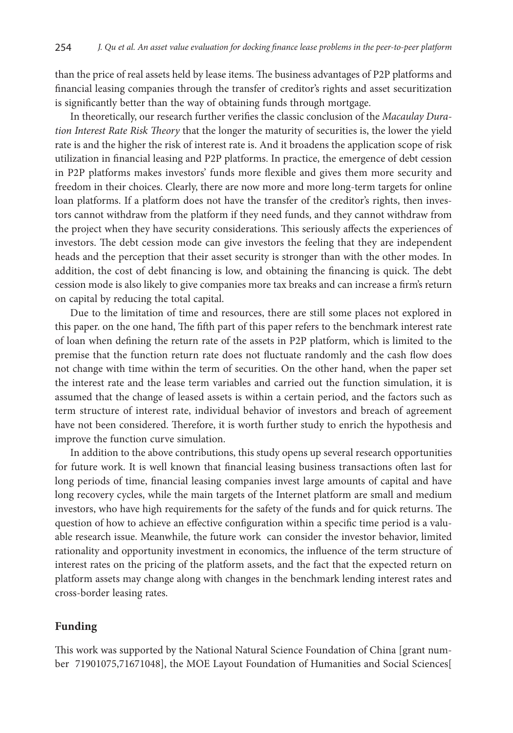than the price of real assets held by lease items. The business advantages of P2P platforms and financial leasing companies through the transfer of creditor's rights and asset securitization is significantly better than the way of obtaining funds through mortgage.

In theoretically, our research further verifies the classic conclusion of the *Macaulay Duration Interest Rate Risk Theory* that the longer the maturity of securities is, the lower the yield rate is and the higher the risk of interest rate is. And it broadens the application scope of risk utilization in financial leasing and P2P platforms. In practice, the emergence of debt cession in P2P platforms makes investors' funds more flexible and gives them more security and freedom in their choices. Clearly, there are now more and more long-term targets for online loan platforms. If a platform does not have the transfer of the creditor's rights, then investors cannot withdraw from the platform if they need funds, and they cannot withdraw from the project when they have security considerations. This seriously affects the experiences of investors. The debt cession mode can give investors the feeling that they are independent heads and the perception that their asset security is stronger than with the other modes. In addition, the cost of debt financing is low, and obtaining the financing is quick. The debt cession mode is also likely to give companies more tax breaks and can increase a firm's return on capital by reducing the total capital.

Due to the limitation of time and resources, there are still some places not explored in this paper. on the one hand, The fifth part of this paper refers to the benchmark interest rate of loan when defining the return rate of the assets in P2P platform, which is limited to the premise that the function return rate does not fluctuate randomly and the cash flow does not change with time within the term of securities. On the other hand, when the paper set the interest rate and the lease term variables and carried out the function simulation, it is assumed that the change of leased assets is within a certain period, and the factors such as term structure of interest rate, individual behavior of investors and breach of agreement have not been considered. Therefore, it is worth further study to enrich the hypothesis and improve the function curve simulation.

In addition to the above contributions, this study opens up several research opportunities for future work. It is well known that financial leasing business transactions often last for long periods of time, financial leasing companies invest large amounts of capital and have long recovery cycles, while the main targets of the Internet platform are small and medium investors, who have high requirements for the safety of the funds and for quick returns. The question of how to achieve an effective configuration within a specific time period is a valuable research issue. Meanwhile, the future work can consider the investor behavior, limited rationality and opportunity investment in economics, the influence of the term structure of interest rates on the pricing of the platform assets, and the fact that the expected return on platform assets may change along with changes in the benchmark lending interest rates and cross-border leasing rates.

## Funding

This work was supported by the National Natural Science Foundation of China [grant number 71901075,71671048], the MOE Layout Foundation of Humanities and Social Sciences[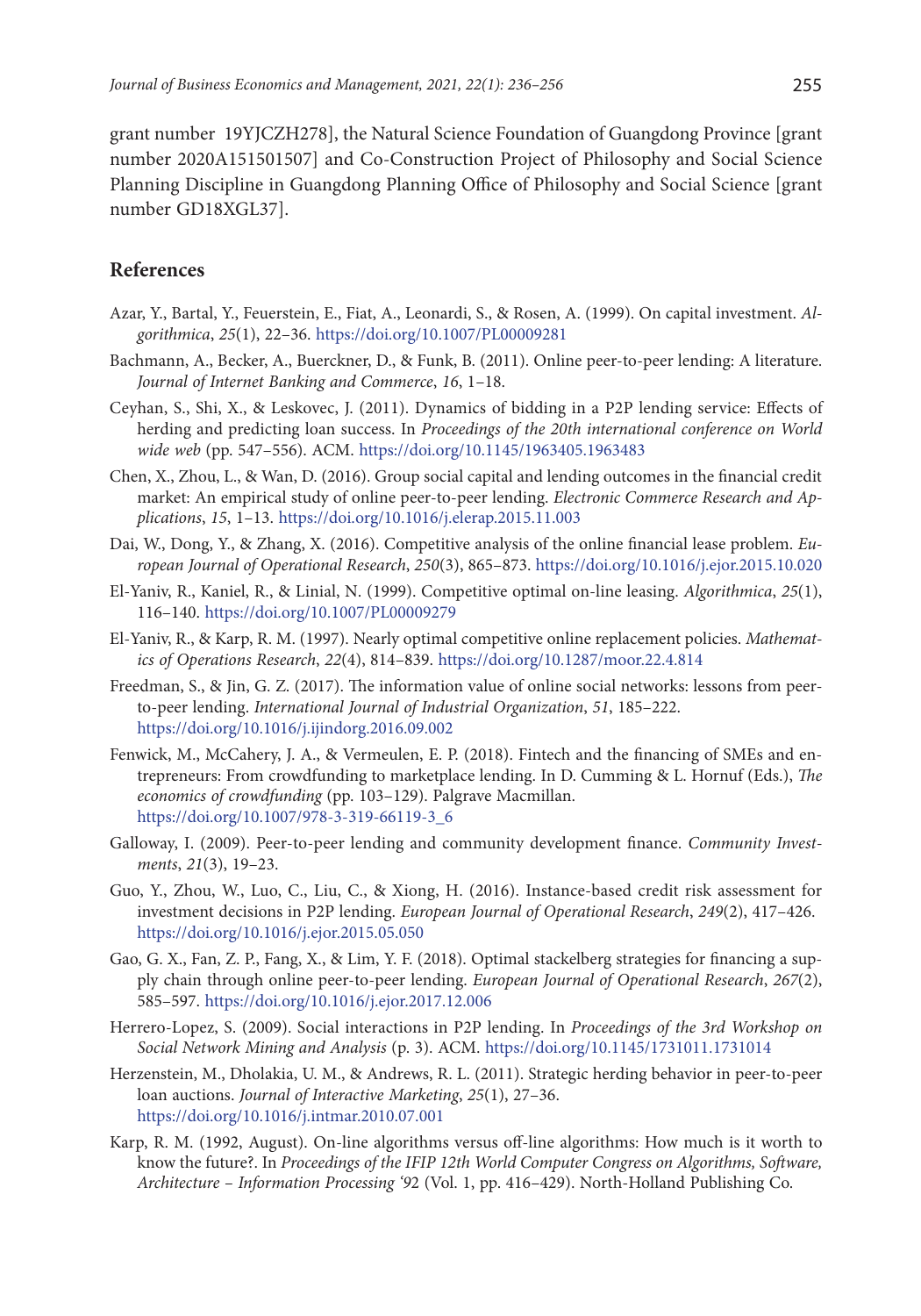grant number 19YJCZH278], the Natural Science Foundation of Guangdong Province [grant number 2020A151501507] and Co-Construction Project of Philosophy and Social Science Planning Discipline in Guangdong Planning Office of Philosophy and Social Science [grant number GD18XGL37].

## References

Azar, Y., Bartal, Y., Feuerstein, E., Fiat, A., Leonardi, S., & Rosen, A. (1999). On capital investment. *Algorithmica*, *25*(1), 22–36. https://doi.org/10.1007/PL00009281

Bachmann, A., Becker, A., Buerckner, D., & Funk, B. (2011). Online peer-to-peer lending: A literature. *Journal of Internet Banking and Commerce*, *16*, 1–18.

Ceyhan, S., Shi, X., & Leskovec, J. (2011). Dynamics of bidding in a P2P lending service: Effects of herding and predicting loan success. In *Proceedings of the 20th international conference on World wide web* (pp. 547–556). ACM. https://doi.org/10.1145/1963405.1963483

Chen, X., Zhou, L., & Wan, D. (2016). Group social capital and lending outcomes in the financial credit market: An empirical study of online peer-to-peer lending. *Electronic Commerce Research and Applications*, *15*, 1–13. https://doi.org/10.1016/j.elerap.2015.11.003

Dai, W., Dong, Y., & Zhang, X. (2016). Competitive analysis of the online financial lease problem. *European Journal of Operational Research*, *250*(3), 865–873. https://doi.org/10.1016/j.ejor.2015.10.020

El-Yaniv, R., Kaniel, R., & Linial, N. (1999). Competitive optimal on-line leasing. *Algorithmica*, *25*(1), 116–140. https://doi.org/10.1007/PL00009279

El-Yaniv, R., & Karp, R. M. (1997). Nearly optimal competitive online replacement policies. *Mathematics of Operations Research*, *22*(4), 814–839. https://doi.org/10.1287/moor.22.4.814

Freedman, S., & Jin, G. Z. (2017). The information value of online social networks: lessons from peer-to-peer lending. *International Journal of Industrial Organization*, *51*, 185–222. https://doi.org/10.1016/j.ijindorg.2016.09.002

Fenwick, M., McCahery, J. A., & Vermeulen, E. P. (2018). Fintech and the financing of SMEs and entrepreneurs: From crowdfunding to marketplace lending. In D. Cumming & L. Hornuf (Eds.), *The economics of crowdfunding* (pp. 103–129). Palgrave Macmillan. https://doi.org/10.1007/978-3-319-66119-3_6

Galloway, I. (2009). Peer-to-peer lending and community development finance. *Community Investments*, *21*(3), 19–23.

Guo, Y., Zhou, W., Luo, C., Liu, C., & Xiong, H. (2016). Instance-based credit risk assessment for investment decisions in P2P lending. *European Journal of Operational Research*, *249*(2), 417–426. https://doi.org/10.1016/j.ejor.2015.05.050

Gao, G. X., Fan, Z. P., Fang, X., & Lim, Y. F. (2018). Optimal stackelberg strategies for financing a supply chain through online peer-to-peer lending. *European Journal of Operational Research*, *267*(2), 585–597. https://doi.org/10.1016/j.ejor.2017.12.006

Herrero-Lopez, S. (2009). Social interactions in P2P lending. In *Proceedings of the 3rd Workshop on Social Network Mining and Analysis* (p. 3). ACM. https://doi.org/10.1145/1731011.1731014

Herzenstein, M., Dholakia, U. M., & Andrews, R. L. (2011). Strategic herding behavior in peer-to-peer loan auctions. *Journal of Interactive Marketing*, *25*(1), 27–36. https://doi.org/10.1016/j.intmar.2010.07.001

Karp, R. M. (1992, August). On-line algorithms versus off-line algorithms: How much is it worth to know the future?. In *Proceedings of the IFIP 12th World Computer Congress on Algorithms, Software, Architecture – Information Processing '92* (Vol. 1, pp. 416–429). North-Holland Publishing Co.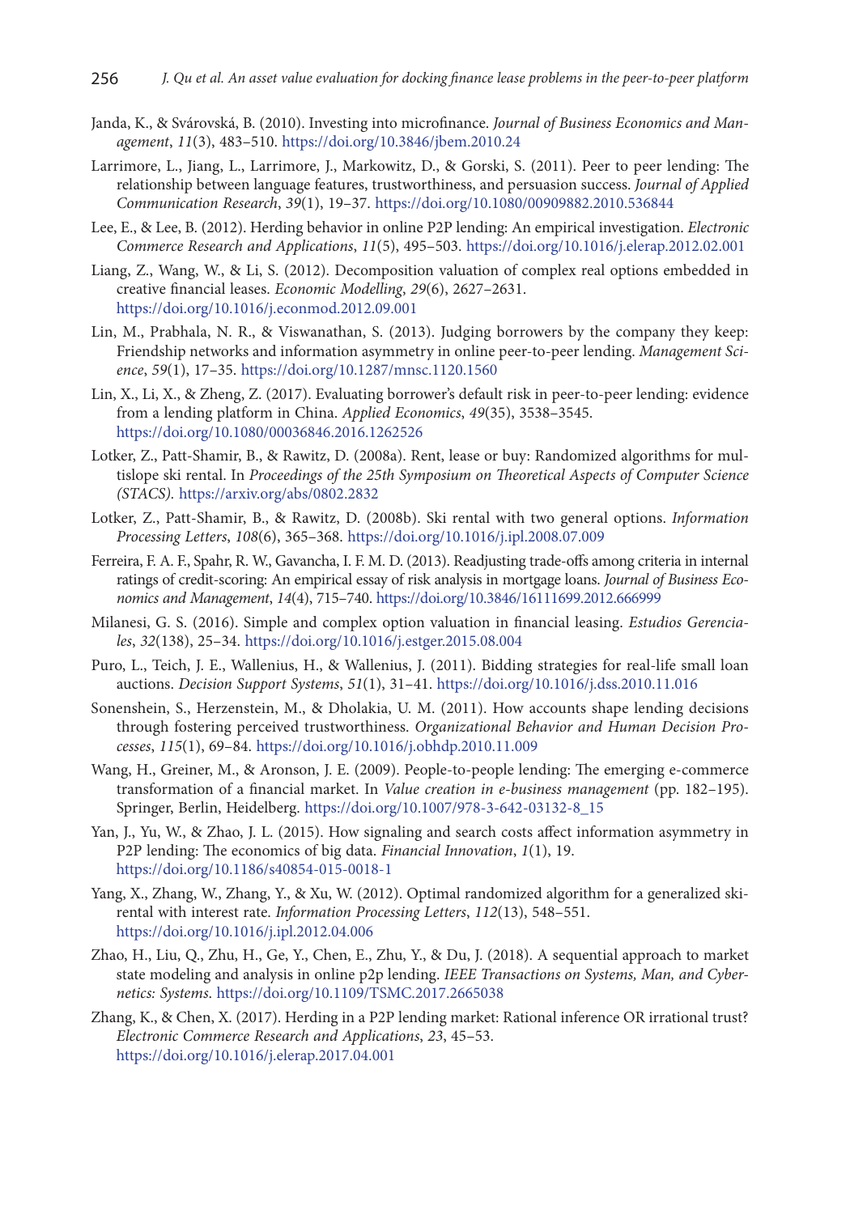Janda, K., & Svárovská, B. (2010). Investing into microfinance. *Journal of Business Economics and Management*, *11*(3), 483–510. https://doi.org/10.3846/jbem.2010.24

Larrimore, L., Jiang, L., Larrimore, J., Markowitz, D., & Gorski, S. (2011). Peer to peer lending: The relationship between language features, trustworthiness, and persuasion success. *Journal of Applied Communication Research*, *39*(1), 19–37. https://doi.org/10.1080/00909882.2010.536844

Lee, E., & Lee, B. (2012). Herding behavior in online P2P lending: An empirical investigation. *Electronic Commerce Research and Applications*, *11*(5), 495–503. https://doi.org/10.1016/j.elerap.2012.02.001

Liang, Z., Wang, W., & Li, S. (2012). Decomposition valuation of complex real options embedded in creative financial leases. *Economic Modelling*, *29*(6), 2627–2631. https://doi.org/10.1016/j.econmod.2012.09.001

Lin, M., Prabhala, N. R., & Viswanathan, S. (2013). Judging borrowers by the company they keep: Friendship networks and information asymmetry in online peer-to-peer lending. *Management Science*, *59*(1), 17–35. https://doi.org/10.1287/mnsc.1120.1560

Lin, X., Li, X., & Zheng, Z. (2017). Evaluating borrower's default risk in peer-to-peer lending: evidence from a lending platform in China. *Applied Economics*, *49*(35), 3538–3545. https://doi.org/10.1080/00036846.2016.1262526

Lotker, Z., Patt-Shamir, B., & Rawitz, D. (2008a). Rent, lease or buy: Randomized algorithms for multislope ski rental. In *Proceedings of the 25th Symposium on Theoretical Aspects of Computer Science (STACS)*. https://arxiv.org/abs/0802.2832

Lotker, Z., Patt-Shamir, B., & Rawitz, D. (2008b). Ski rental with two general options. *Information Processing Letters*, *108*(6), 365–368. https://doi.org/10.1016/j.ipl.2008.07.009

Ferreira, F. A. F., Spahr, R. W., Gavancha, I. F. M. D. (2013). Readjusting trade-offs among criteria in internal ratings of credit-scoring: An empirical essay of risk analysis in mortgage loans. *Journal of Business Economics and Management*, *14*(4), 715–740. https://doi.org/10.3846/16111699.2012.666999

Milanesi, G. S. (2016). Simple and complex option valuation in financial leasing. *Estudios Gerenciales*, *32*(138), 25–34. https://doi.org/10.1016/j.estger.2015.08.004

Puro, L., Teich, J. E., Wallenius, H., & Wallenius, J. (2011). Bidding strategies for real-life small loan auctions. *Decision Support Systems*, *51*(1), 31–41. https://doi.org/10.1016/j.dss.2010.11.016

Sonenshein, S., Herzenstein, M., & Dholakia, U. M. (2011). How accounts shape lending decisions through fostering perceived trustworthiness. *Organizational Behavior and Human Decision Processes*, *115*(1), 69–84. https://doi.org/10.1016/j.obhdp.2010.11.009

Wang, H., Greiner, M., & Aronson, J. E. (2009). People-to-people lending: The emerging e-commerce transformation of a financial market. In *Value creation in e-business management* (pp. 182–195). Springer, Berlin, Heidelberg. https://doi.org/10.1007/978-3-642-03132-8_15

Yan, J., Yu, W., & Zhao, J. L. (2015). How signaling and search costs affect information asymmetry in P2P lending: The economics of big data. *Financial Innovation*, *1*(1), 19. https://doi.org/10.1186/s40854-015-0018-1

Yang, X., Zhang, W., Zhang, Y., & Xu, W. (2012). Optimal randomized algorithm for a generalized ski-rental with interest rate. *Information Processing Letters*, *112*(13), 548–551. https://doi.org/10.1016/j.ipl.2012.04.006

Zhao, H., Liu, Q., Zhu, H., Ge, Y., Chen, E., Zhu, Y., & Du, J. (2018). A sequential approach to market state modeling and analysis in online p2p lending. *IEEE Transactions on Systems, Man, and Cybernetics: Systems*. https://doi.org/10.1109/TSMC.2017.2665038

Zhang, K., & Chen, X. (2017). Herding in a P2P lending market: Rational inference OR irrational trust? *Electronic Commerce Research and Applications*, *23*, 45–53. https://doi.org/10.1016/j.elerap.2017.04.001